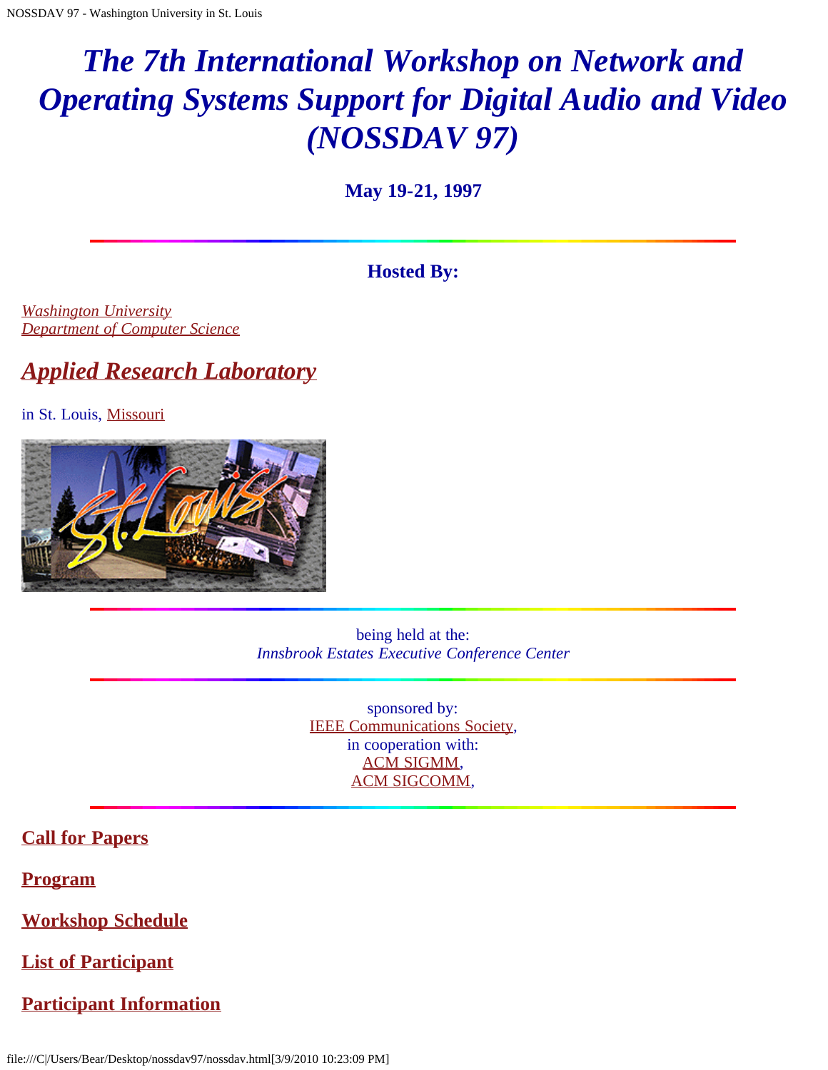# *The 7th International Workshop on Network and Operating Systems Support for Digital Audio and Video (NOSSDAV 97)*

**May 19-21, 1997**

---

**Hosted By:**

*Washington University*
*Department of Computer Science*

## *Applied Research Laboratory*

in St. Louis, Missouri

---

being held at the:
*Innsbrook Estates Executive Conference Center*

---

sponsored by:
IEEE Communications Society,
in cooperation with:
ACM SIGMM,
ACM SIGCOMM,

---

**Call for Papers**

**Program**

**Workshop Schedule**

**List of Participant**

**Participant Information**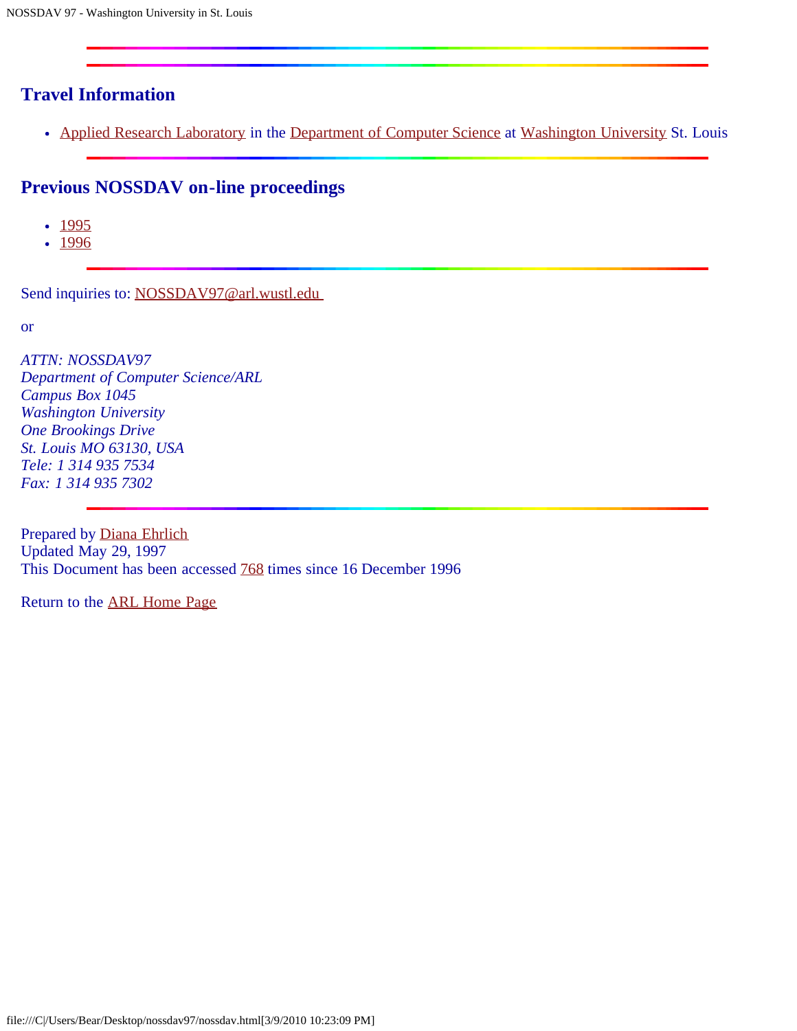## Travel Information

- Applied Research Laboratory in the Department of Computer Science at Washington University St. Louis

## Previous NOSSDAV on-line proceedings

- 1995
- 1996

Send inquiries to: NOSSDAV97@arl.wustl.edu

or

*ATTN: NOSSDAV97*
*Department of Computer Science/ARL*
*Campus Box 1045*
*Washington University*
*One Brookings Drive*
*St. Louis MO 63130, USA*
*Tele: 1 314 935 7534*
*Fax: 1 314 935 7302*

Prepared by Diana Ehrlich
Updated May 29, 1997
This Document has been accessed 768 times since 16 December 1996

Return to the ARL Home Page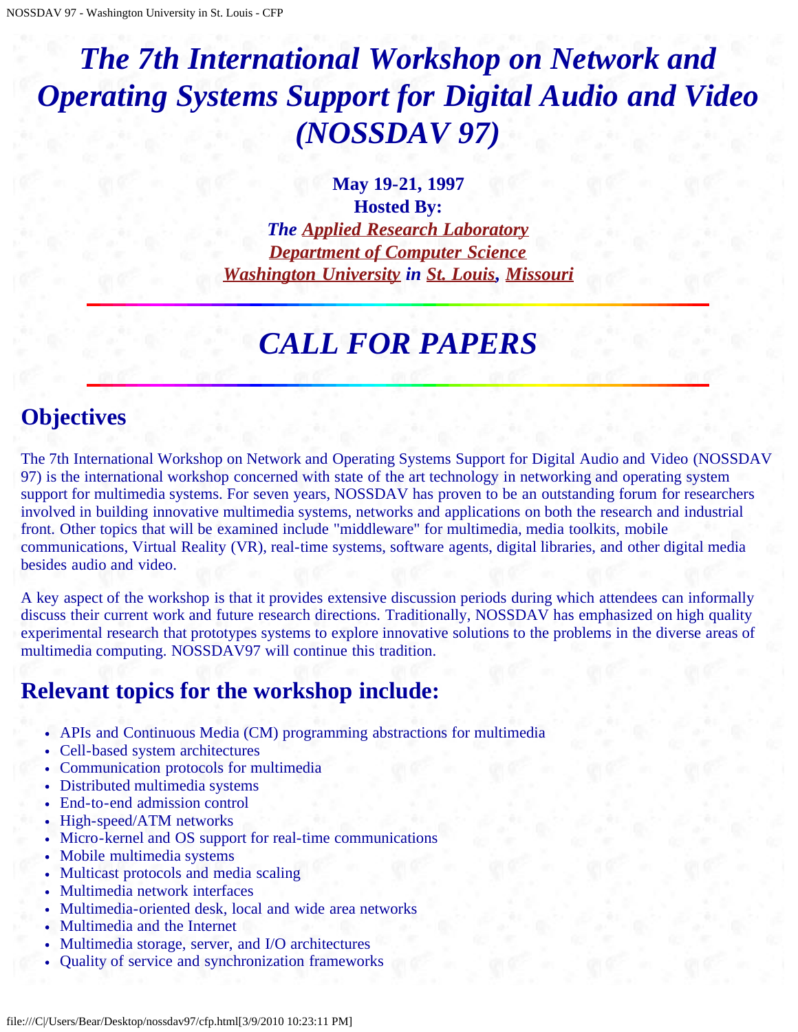# *The 7th International Workshop on Network and Operating Systems Support for Digital Audio and Video (NOSSDAV 97)*

**May 19-21, 1997**
**Hosted By:**
***The Applied Research Laboratory***
***Department of Computer Science***
***Washington University in St. Louis, Missouri***

---

# *CALL FOR PAPERS*

---

## Objectives

The 7th International Workshop on Network and Operating Systems Support for Digital Audio and Video (NOSSDAV 97) is the international workshop concerned with state of the art technology in networking and operating system support for multimedia systems. For seven years, NOSSDAV has proven to be an outstanding forum for researchers involved in building innovative multimedia systems, networks and applications on both the research and industrial front. Other topics that will be examined include "middleware" for multimedia, media toolkits, mobile communications, Virtual Reality (VR), real-time systems, software agents, digital libraries, and other digital media besides audio and video.

A key aspect of the workshop is that it provides extensive discussion periods during which attendees can informally discuss their current work and future research directions. Traditionally, NOSSDAV has emphasized on high quality experimental research that prototypes systems to explore innovative solutions to the problems in the diverse areas of multimedia computing. NOSSDAV97 will continue this tradition.

## Relevant topics for the workshop include:

- APIs and Continuous Media (CM) programming abstractions for multimedia
- Cell-based system architectures
- Communication protocols for multimedia
- Distributed multimedia systems
- End-to-end admission control
- High-speed/ATM networks
- Micro-kernel and OS support for real-time communications
- Mobile multimedia systems
- Multicast protocols and media scaling
- Multimedia network interfaces
- Multimedia-oriented desk, local and wide area networks
- Multimedia and the Internet
- Multimedia storage, server, and I/O architectures
- Quality of service and synchronization frameworks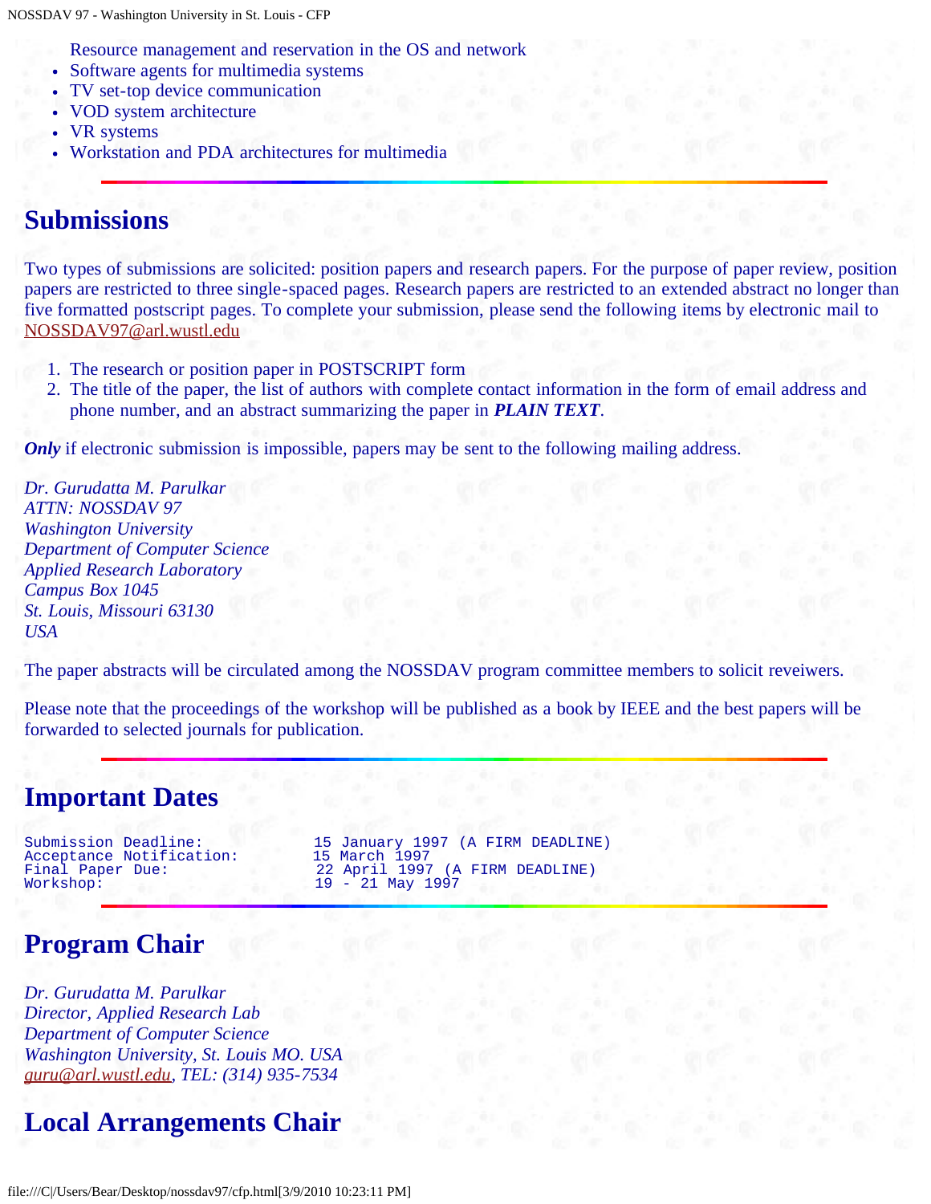- Resource management and reservation in the OS and network
- Software agents for multimedia systems
- TV set-top device communication
- VOD system architecture
- VR systems
- Workstation and PDA architectures for multimedia

---

## Submissions

Two types of submissions are solicited: position papers and research papers. For the purpose of paper review, position papers are restricted to three single-spaced pages. Research papers are restricted to an extended abstract no longer than five formatted postscript pages. To complete your submission, please send the following items by electronic mail to NOSSDAV97@arl.wustl.edu

1. The research or position paper in POSTSCRIPT form
2. The title of the paper, the list of authors with complete contact information in the form of email address and phone number, and an abstract summarizing the paper in ***PLAIN TEXT***.

***Only*** if electronic submission is impossible, papers may be sent to the following mailing address.

*Dr. Gurudatta M. Parulkar*
*ATTN: NOSSDAV 97*
*Washington University*
*Department of Computer Science*
*Applied Research Laboratory*
*Campus Box 1045*
*St. Louis, Missouri 63130*
*USA*

The paper abstracts will be circulated among the NOSSDAV program committee members to solicit reveiwers.

Please note that the proceedings of the workshop will be published as a book by IEEE and the best papers will be forwarded to selected journals for publication.

---

## Important Dates

```
Submission Deadline:          15 January 1997 (A FIRM DEADLINE)
Acceptance Notification:      15 March 1997
Final Paper Due:              22 April 1997 (A FIRM DEADLINE)
Workshop:                     19 - 21 May 1997
```

---

## Program Chair

*Dr. Gurudatta M. Parulkar*
*Director, Applied Research Lab*
*Department of Computer Science*
*Washington University, St. Louis MO. USA*
*guru@arl.wustl.edu, TEL: (314) 935-7534*

## Local Arrangements Chair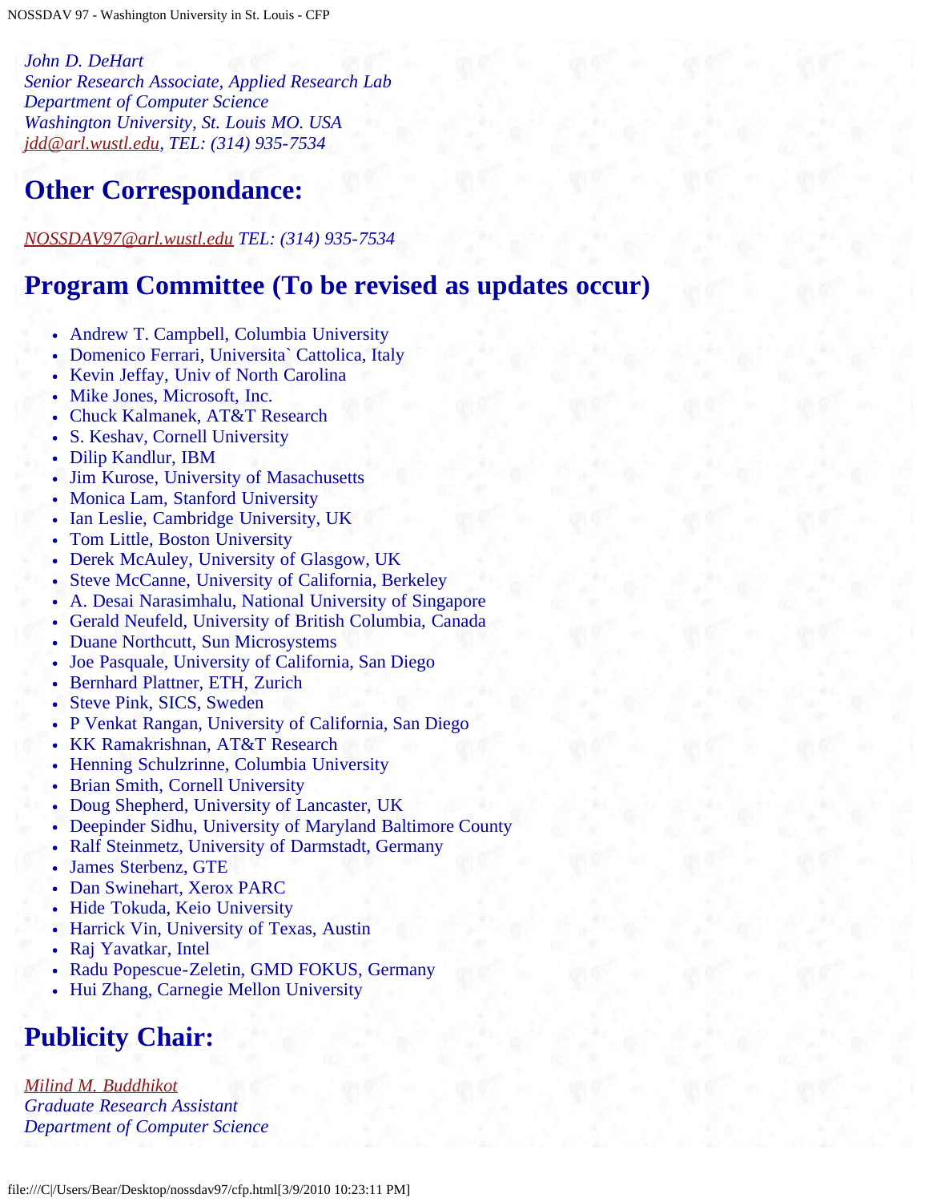*John D. DeHart*
*Senior Research Associate, Applied Research Lab*
*Department of Computer Science*
*Washington University, St. Louis MO. USA*
*jdd@arl.wustl.edu, TEL: (314) 935-7534*

## Other Correspondance:

*NOSSDAV97@arl.wustl.edu TEL: (314) 935-7534*

## Program Committee (To be revised as updates occur)

- Andrew T. Campbell, Columbia University
- Domenico Ferrari, Universita` Cattolica, Italy
- Kevin Jeffay, Univ of North Carolina
- Mike Jones, Microsoft, Inc.
- Chuck Kalmanek, AT&T Research
- S. Keshav, Cornell University
- Dilip Kandlur, IBM
- Jim Kurose, University of Masachusetts
- Monica Lam, Stanford University
- Ian Leslie, Cambridge University, UK
- Tom Little, Boston University
- Derek McAuley, University of Glasgow, UK
- Steve McCanne, University of California, Berkeley
- A. Desai Narasimhalu, National University of Singapore
- Gerald Neufeld, University of British Columbia, Canada
- Duane Northcutt, Sun Microsystems
- Joe Pasquale, University of California, San Diego
- Bernhard Plattner, ETH, Zurich
- Steve Pink, SICS, Sweden
- P Venkat Rangan, University of California, San Diego
- KK Ramakrishnan, AT&T Research
- Henning Schulzrinne, Columbia University
- Brian Smith, Cornell University
- Doug Shepherd, University of Lancaster, UK
- Deepinder Sidhu, University of Maryland Baltimore County
- Ralf Steinmetz, University of Darmstadt, Germany
- James Sterbenz, GTE
- Dan Swinehart, Xerox PARC
- Hide Tokuda, Keio University
- Harrick Vin, University of Texas, Austin
- Raj Yavatkar, Intel
- Radu Popescue-Zeletin, GMD FOKUS, Germany
- Hui Zhang, Carnegie Mellon University

## Publicity Chair:

*Milind M. Buddhikot*
*Graduate Research Assistant*
*Department of Computer Science*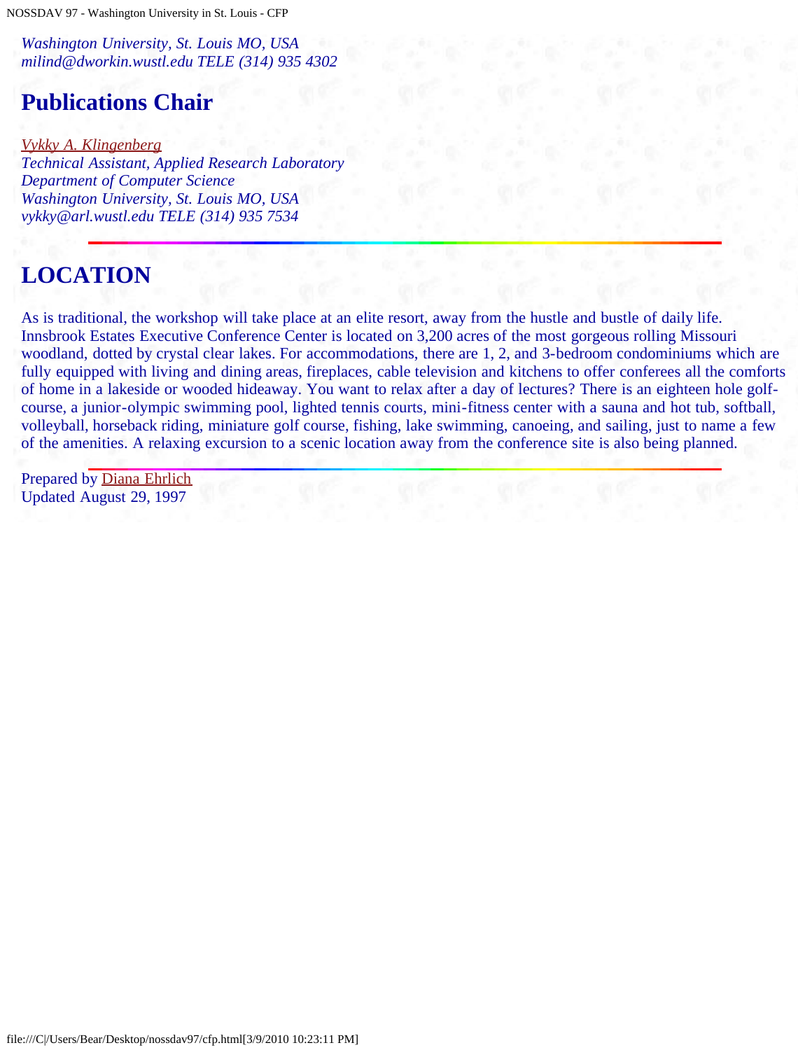*Washington University, St. Louis MO, USA*
*milind@dworkin.wustl.edu TELE (314) 935 4302*

## Publications Chair

*Vykky A. Klingenberg*
*Technical Assistant, Applied Research Laboratory*
*Department of Computer Science*
*Washington University, St. Louis MO, USA*
*vykky@arl.wustl.edu TELE (314) 935 7534*

---

## LOCATION

As is traditional, the workshop will take place at an elite resort, away from the hustle and bustle of daily life. Innsbrook Estates Executive Conference Center is located on 3,200 acres of the most gorgeous rolling Missouri woodland, dotted by crystal clear lakes. For accommodations, there are 1, 2, and 3-bedroom condominiums which are fully equipped with living and dining areas, fireplaces, cable television and kitchens to offer conferees all the comforts of home in a lakeside or wooded hideaway. You want to relax after a day of lectures? There is an eighteen hole golf-course, a junior-olympic swimming pool, lighted tennis courts, mini-fitness center with a sauna and hot tub, softball, volleyball, horseback riding, miniature golf course, fishing, lake swimming, canoeing, and sailing, just to name a few of the amenities. A relaxing excursion to a scenic location away from the conference site is also being planned.

---

Prepared by Diana Ehrlich
Updated August 29, 1997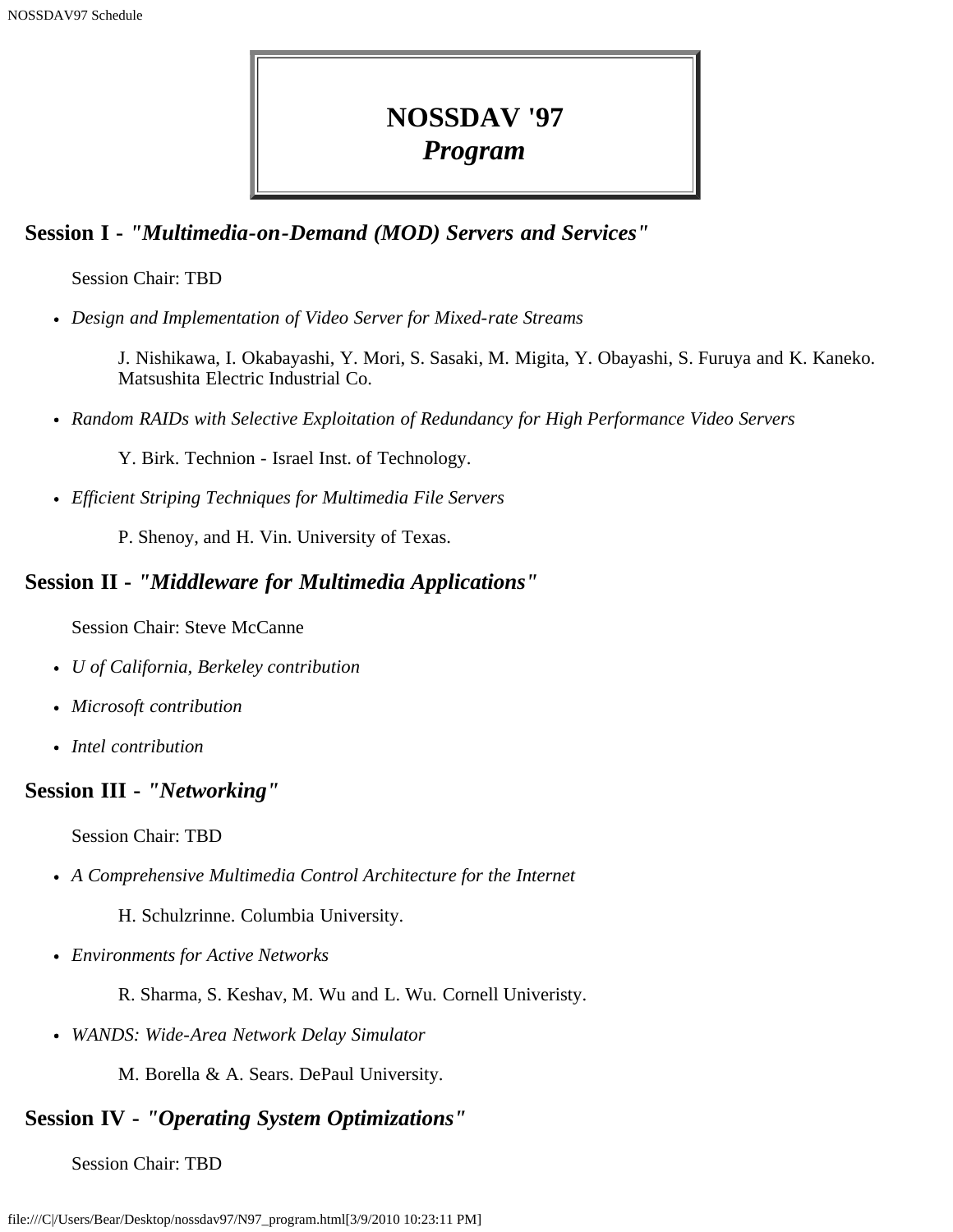# NOSSDAV '97
## *Program*

### Session I - *"Multimedia-on-Demand (MOD) Servers and Services"*

Session Chair: TBD

- *Design and Implementation of Video Server for Mixed-rate Streams*

  J. Nishikawa, I. Okabayashi, Y. Mori, S. Sasaki, M. Migita, Y. Obayashi, S. Furuya and K. Kaneko. Matsushita Electric Industrial Co.

- *Random RAIDs with Selective Exploitation of Redundancy for High Performance Video Servers*

  Y. Birk. Technion - Israel Inst. of Technology.

- *Efficient Striping Techniques for Multimedia File Servers*

  P. Shenoy, and H. Vin. University of Texas.

### Session II - *"Middleware for Multimedia Applications"*

Session Chair: Steve McCanne

- *U of California, Berkeley contribution*
- *Microsoft contribution*
- *Intel contribution*

### Session III - *"Networking"*

Session Chair: TBD

- *A Comprehensive Multimedia Control Architecture for the Internet*

  H. Schulzrinne. Columbia University.

- *Environments for Active Networks*

  R. Sharma, S. Keshav, M. Wu and L. Wu. Cornell Univeristy.

- *WANDS: Wide-Area Network Delay Simulator*

  M. Borella & A. Sears. DePaul University.

### Session IV - *"Operating System Optimizations"*

Session Chair: TBD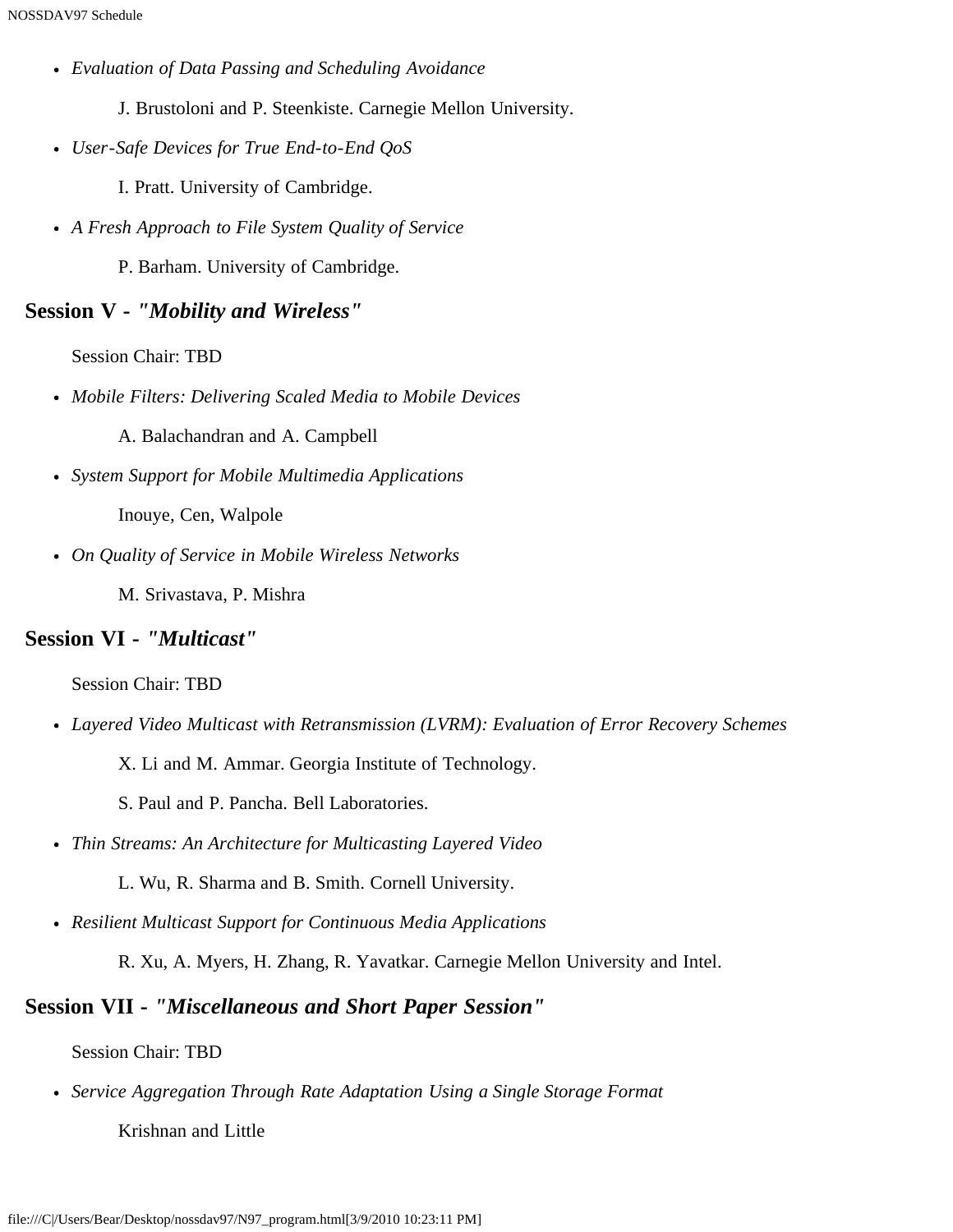- *Evaluation of Data Passing and Scheduling Avoidance*

  J. Brustoloni and P. Steenkiste. Carnegie Mellon University.

- *User-Safe Devices for True End-to-End QoS*

  I. Pratt. University of Cambridge.

- *A Fresh Approach to File System Quality of Service*

  P. Barham. University of Cambridge.

## Session V - *"Mobility and Wireless"*

Session Chair: TBD

- *Mobile Filters: Delivering Scaled Media to Mobile Devices*

  A. Balachandran and A. Campbell

- *System Support for Mobile Multimedia Applications*

  Inouye, Cen, Walpole

- *On Quality of Service in Mobile Wireless Networks*

  M. Srivastava, P. Mishra

## Session VI - *"Multicast"*

Session Chair: TBD

- *Layered Video Multicast with Retransmission (LVRM): Evaluation of Error Recovery Schemes*

  X. Li and M. Ammar. Georgia Institute of Technology.

  S. Paul and P. Pancha. Bell Laboratories.

- *Thin Streams: An Architecture for Multicasting Layered Video*

  L. Wu, R. Sharma and B. Smith. Cornell University.

- *Resilient Multicast Support for Continuous Media Applications*

  R. Xu, A. Myers, H. Zhang, R. Yavatkar. Carnegie Mellon University and Intel.

## Session VII - *"Miscellaneous and Short Paper Session"*

Session Chair: TBD

- *Service Aggregation Through Rate Adaptation Using a Single Storage Format*

  Krishnan and Little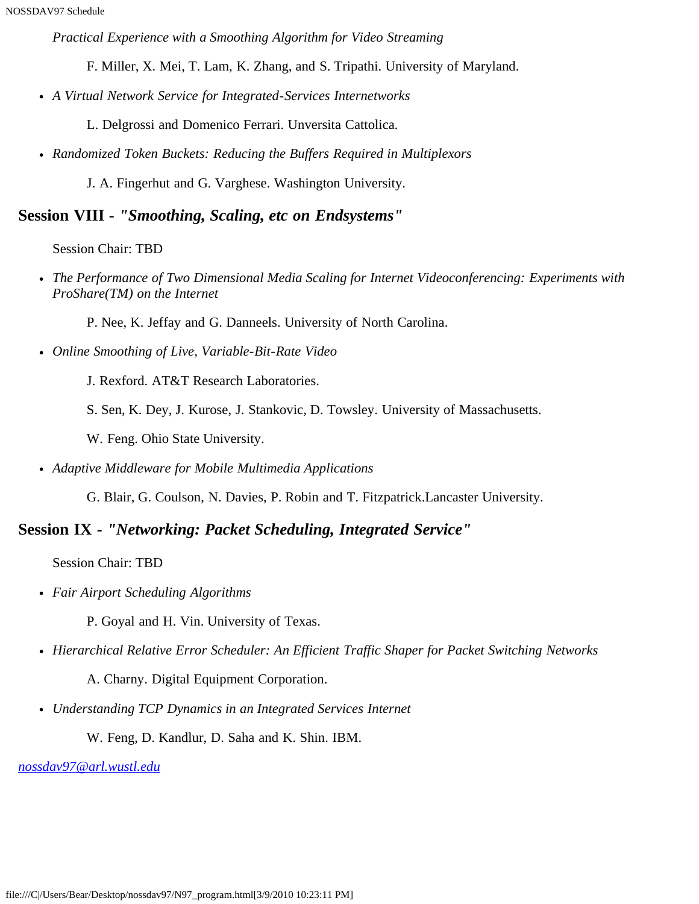*Practical Experience with a Smoothing Algorithm for Video Streaming*

F. Miller, X. Mei, T. Lam, K. Zhang, and S. Tripathi. University of Maryland.

- *A Virtual Network Service for Integrated-Services Internetworks*

  L. Delgrossi and Domenico Ferrari. Unversita Cattolica.

- *Randomized Token Buckets: Reducing the Buffers Required in Multiplexors*

  J. A. Fingerhut and G. Varghese. Washington University.

## Session VIII - *"Smoothing, Scaling, etc on Endsystems"*

Session Chair: TBD

- *The Performance of Two Dimensional Media Scaling for Internet Videoconferencing: Experiments with ProShare(TM) on the Internet*

  P. Nee, K. Jeffay and G. Danneels. University of North Carolina.

- *Online Smoothing of Live, Variable-Bit-Rate Video*

  J. Rexford. AT&T Research Laboratories.

  S. Sen, K. Dey, J. Kurose, J. Stankovic, D. Towsley. University of Massachusetts.

  W. Feng. Ohio State University.

- *Adaptive Middleware for Mobile Multimedia Applications*

  G. Blair, G. Coulson, N. Davies, P. Robin and T. Fitzpatrick.Lancaster University.

## Session IX - *"Networking: Packet Scheduling, Integrated Service"*

Session Chair: TBD

- *Fair Airport Scheduling Algorithms*

  P. Goyal and H. Vin. University of Texas.

- *Hierarchical Relative Error Scheduler: An Efficient Traffic Shaper for Packet Switching Networks*

  A. Charny. Digital Equipment Corporation.

- *Understanding TCP Dynamics in an Integrated Services Internet*

  W. Feng, D. Kandlur, D. Saha and K. Shin. IBM.

[nossdav97@arl.wustl.edu](mailto:nossdav97@arl.wustl.edu)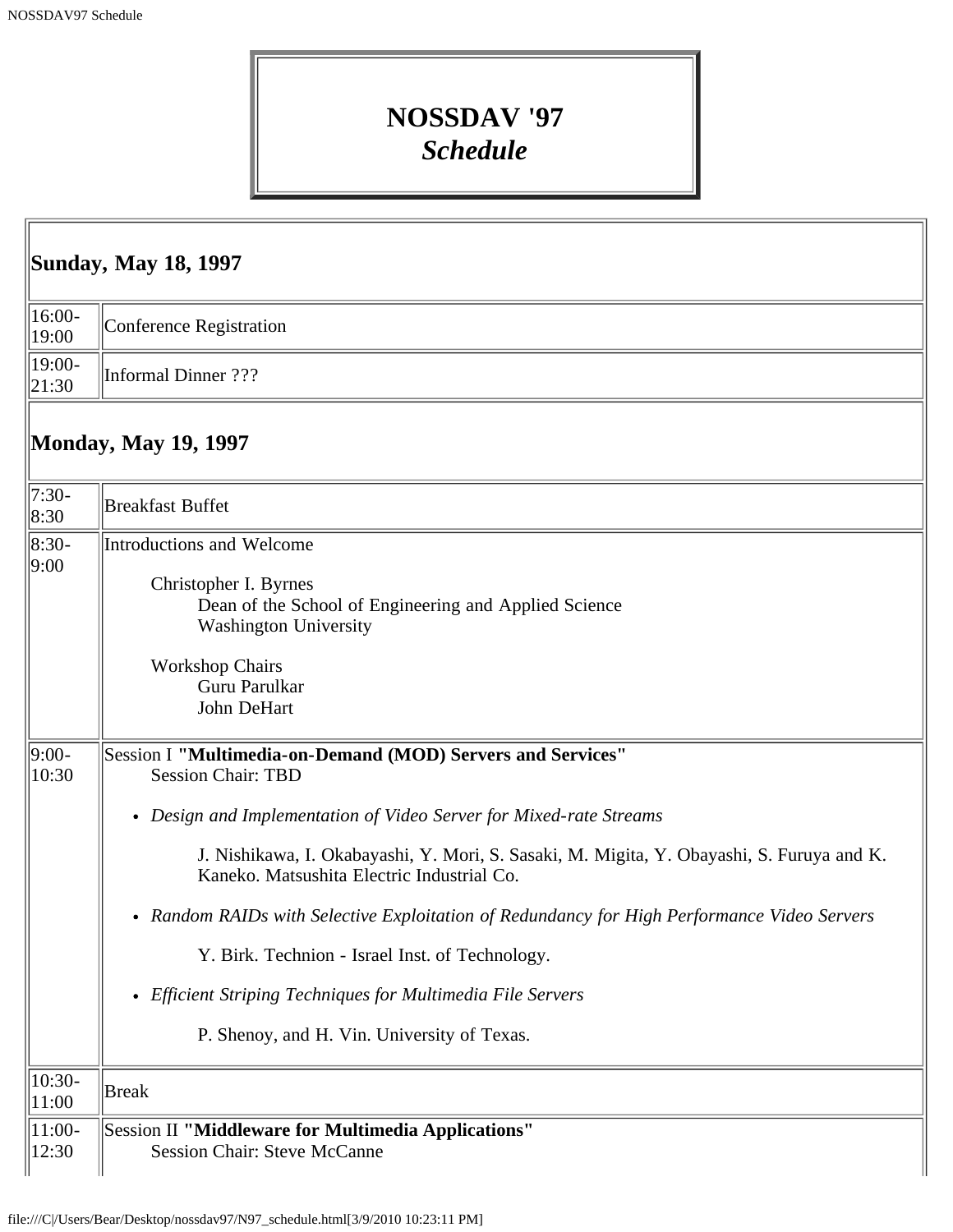# NOSSDAV '97
## *Schedule*

| **Sunday, May 18, 1997** | |
|---|---|
| 16:00-19:00 | Conference Registration |
| 19:00-21:30 | Informal Dinner ??? |
| **Monday, May 19, 1997** | |
| 7:30-8:30 | Breakfast Buffet |
| 8:30-9:00 | Introductions and Welcome<br><br>Christopher I. Byrnes<br>Dean of the School of Engineering and Applied Science<br>Washington University<br><br>Workshop Chairs<br>Guru Parulkar<br>John DeHart |
| 9:00-10:30 | Session I **"Multimedia-on-Demand (MOD) Servers and Services"**<br>Session Chair: TBD<br><br>• *Design and Implementation of Video Server for Mixed-rate Streams*<br>J. Nishikawa, I. Okabayashi, Y. Mori, S. Sasaki, M. Migita, Y. Obayashi, S. Furuya and K. Kaneko. Matsushita Electric Industrial Co.<br><br>• *Random RAIDs with Selective Exploitation of Redundancy for High Performance Video Servers*<br>Y. Birk. Technion - Israel Inst. of Technology.<br><br>• *Efficient Striping Techniques for Multimedia File Servers*<br>P. Shenoy, and H. Vin. University of Texas. |
| 10:30-11:00 | Break |
| 11:00-12:30 | Session II **"Middleware for Multimedia Applications"**<br>Session Chair: Steve McCanne |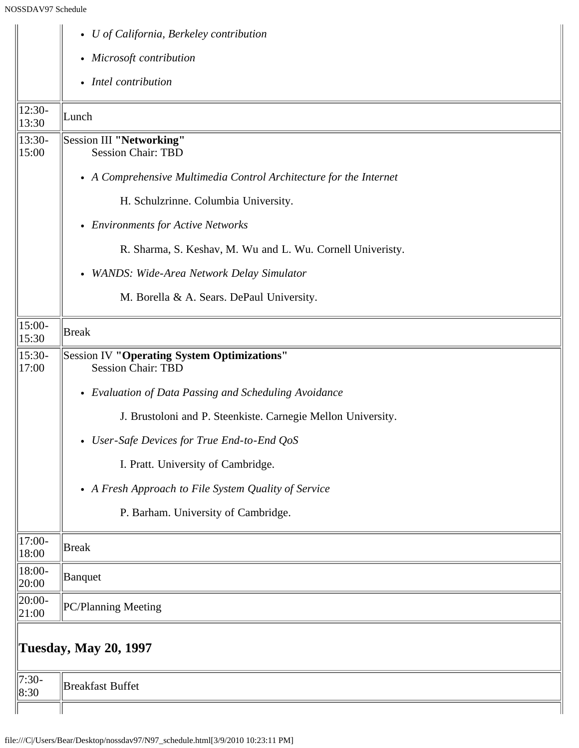| | |
|---|---|
| | • *U of California, Berkeley contribution*<br>• *Microsoft contribution*<br>• *Intel contribution* |
| 12:30-13:30 | Lunch |
| 13:30-15:00 | Session III **"Networking"**<br>Session Chair: TBD<br>• *A Comprehensive Multimedia Control Architecture for the Internet*<br>H. Schulzrinne. Columbia University.<br>• *Environments for Active Networks*<br>R. Sharma, S. Keshav, M. Wu and L. Wu. Cornell Univeristy.<br>• *WANDS: Wide-Area Network Delay Simulator*<br>M. Borella & A. Sears. DePaul University. |
| 15:00-15:30 | Break |
| 15:30-17:00 | Session IV **"Operating System Optimizations"**<br>Session Chair: TBD<br>• *Evaluation of Data Passing and Scheduling Avoidance*<br>J. Brustoloni and P. Steenkiste. Carnegie Mellon University.<br>• *User-Safe Devices for True End-to-End QoS*<br>I. Pratt. University of Cambridge.<br>• *A Fresh Approach to File System Quality of Service*<br>P. Barham. University of Cambridge. |
| 17:00-18:00 | Break |
| 18:00-20:00 | Banquet |
| 20:00-21:00 | PC/Planning Meeting |

## Tuesday, May 20, 1997

| | |
|---|---|
| 7:30-8:30 | Breakfast Buffet |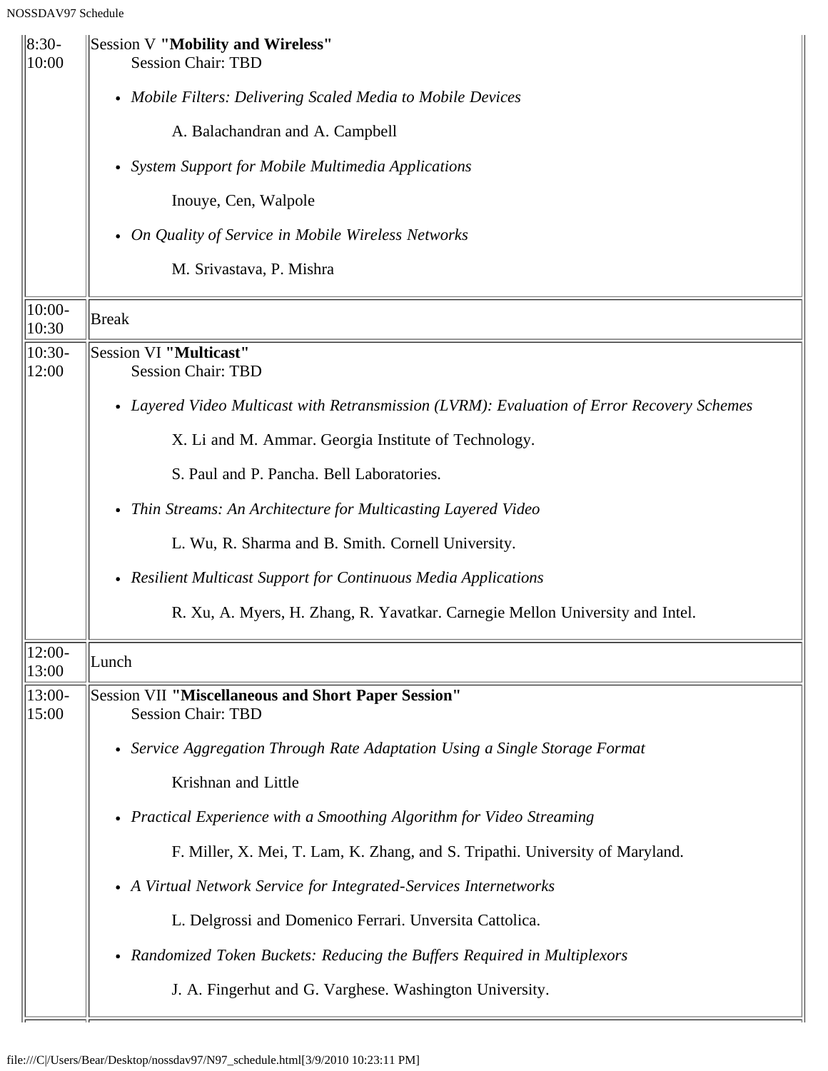| | |
|---|---|
| 8:30-10:00 | Session V **"Mobility and Wireless"**<br>Session Chair: TBD<br>• *Mobile Filters: Delivering Scaled Media to Mobile Devices*<br>A. Balachandran and A. Campbell<br>• *System Support for Mobile Multimedia Applications*<br>Inouye, Cen, Walpole<br>• *On Quality of Service in Mobile Wireless Networks*<br>M. Srivastava, P. Mishra |
| 10:00-10:30 | Break |
| 10:30-12:00 | Session VI **"Multicast"**<br>Session Chair: TBD<br>• *Layered Video Multicast with Retransmission (LVRM): Evaluation of Error Recovery Schemes*<br>X. Li and M. Ammar. Georgia Institute of Technology.<br>S. Paul and P. Pancha. Bell Laboratories.<br>• *Thin Streams: An Architecture for Multicasting Layered Video*<br>L. Wu, R. Sharma and B. Smith. Cornell University.<br>• *Resilient Multicast Support for Continuous Media Applications*<br>R. Xu, A. Myers, H. Zhang, R. Yavatkar. Carnegie Mellon University and Intel. |
| 12:00-13:00 | Lunch |
| 13:00-15:00 | Session VII **"Miscellaneous and Short Paper Session"**<br>Session Chair: TBD<br>• *Service Aggregation Through Rate Adaptation Using a Single Storage Format*<br>Krishnan and Little<br>• *Practical Experience with a Smoothing Algorithm for Video Streaming*<br>F. Miller, X. Mei, T. Lam, K. Zhang, and S. Tripathi. University of Maryland.<br>• *A Virtual Network Service for Integrated-Services Internetworks*<br>L. Delgrossi and Domenico Ferrari. Unversita Cattolica.<br>• *Randomized Token Buckets: Reducing the Buffers Required in Multiplexors*<br>J. A. Fingerhut and G. Varghese. Washington University. |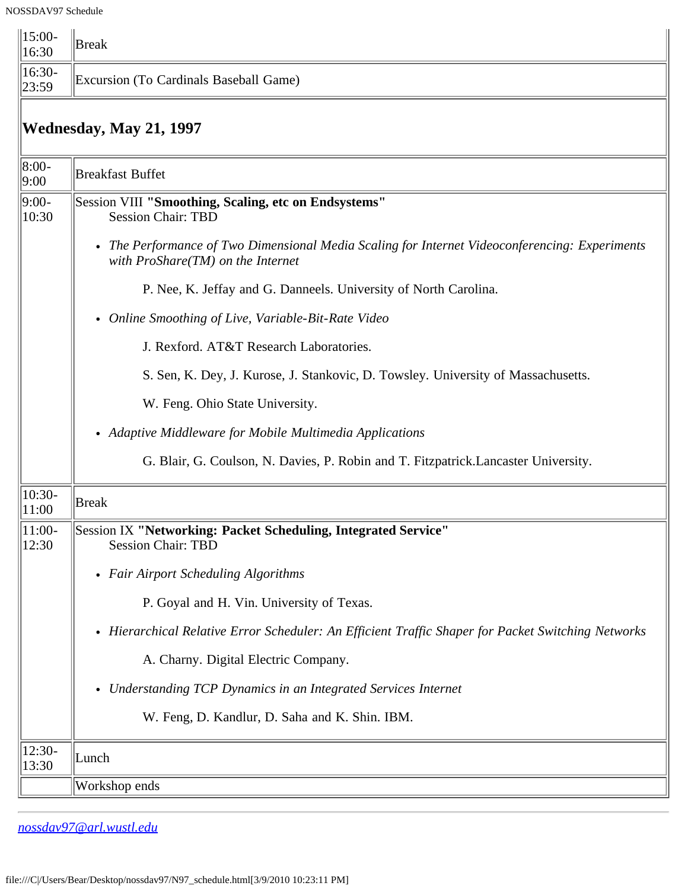| | |
|---|---|
| 15:00-16:30 | Break |
| 16:30-23:59 | Excursion (To Cardinals Baseball Game) |

## Wednesday, May 21, 1997

| | |
|---|---|
| 8:00-9:00 | Breakfast Buffet |
| 9:00-10:30 | Session VIII **"Smoothing, Scaling, etc on Endsystems"**<br>Session Chair: TBD<br>• *The Performance of Two Dimensional Media Scaling for Internet Videoconferencing: Experiments with ProShare(TM) on the Internet*<br>P. Nee, K. Jeffay and G. Danneels. University of North Carolina.<br>• *Online Smoothing of Live, Variable-Bit-Rate Video*<br>J. Rexford. AT&T Research Laboratories.<br>S. Sen, K. Dey, J. Kurose, J. Stankovic, D. Towsley. University of Massachusetts.<br>W. Feng. Ohio State University.<br>• *Adaptive Middleware for Mobile Multimedia Applications*<br>G. Blair, G. Coulson, N. Davies, P. Robin and T. Fitzpatrick.Lancaster University. |
| 10:30-11:00 | Break |
| 11:00-12:30 | Session IX **"Networking: Packet Scheduling, Integrated Service"**<br>Session Chair: TBD<br>• *Fair Airport Scheduling Algorithms*<br>P. Goyal and H. Vin. University of Texas.<br>• *Hierarchical Relative Error Scheduler: An Efficient Traffic Shaper for Packet Switching Networks*<br>A. Charny. Digital Electric Company.<br>• *Understanding TCP Dynamics in an Integrated Services Internet*<br>W. Feng, D. Kandlur, D. Saha and K. Shin. IBM. |
| 12:30-13:30 | Lunch |
| | Workshop ends |

---

*nossdav97@arl.wustl.edu*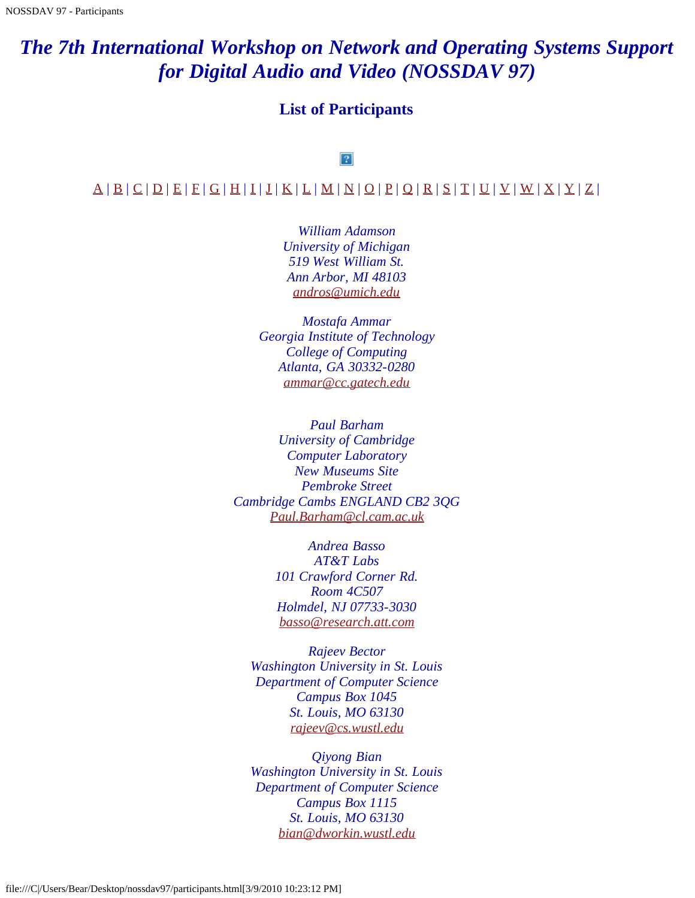# *The 7th International Workshop on Network and Operating Systems Support for Digital Audio and Video (NOSSDAV 97)*

## List of Participants

A | B | C | D | E | F | G | H | I | J | K | L | M | N | O | P | Q | R | S | T | U | V | W | X | Y | Z |

*William Adamson*
*University of Michigan*
*519 West William St.*
*Ann Arbor, MI 48103*
*andros@umich.edu*

*Mostafa Ammar*
*Georgia Institute of Technology*
*College of Computing*
*Atlanta, GA 30332-0280*
*ammar@cc.gatech.edu*

*Paul Barham*
*University of Cambridge*
*Computer Laboratory*
*New Museums Site*
*Pembroke Street*
*Cambridge Cambs ENGLAND CB2 3QG*
*Paul.Barham@cl.cam.ac.uk*

*Andrea Basso*
*AT&T Labs*
*101 Crawford Corner Rd.*
*Room 4C507*
*Holmdel, NJ 07733-3030*
*basso@research.att.com*

*Rajeev Bector*
*Washington University in St. Louis*
*Department of Computer Science*
*Campus Box 1045*
*St. Louis, MO 63130*
*rajeev@cs.wustl.edu*

*Qiyong Bian*
*Washington University in St. Louis*
*Department of Computer Science*
*Campus Box 1115*
*St. Louis, MO 63130*
*bian@dworkin.wustl.edu*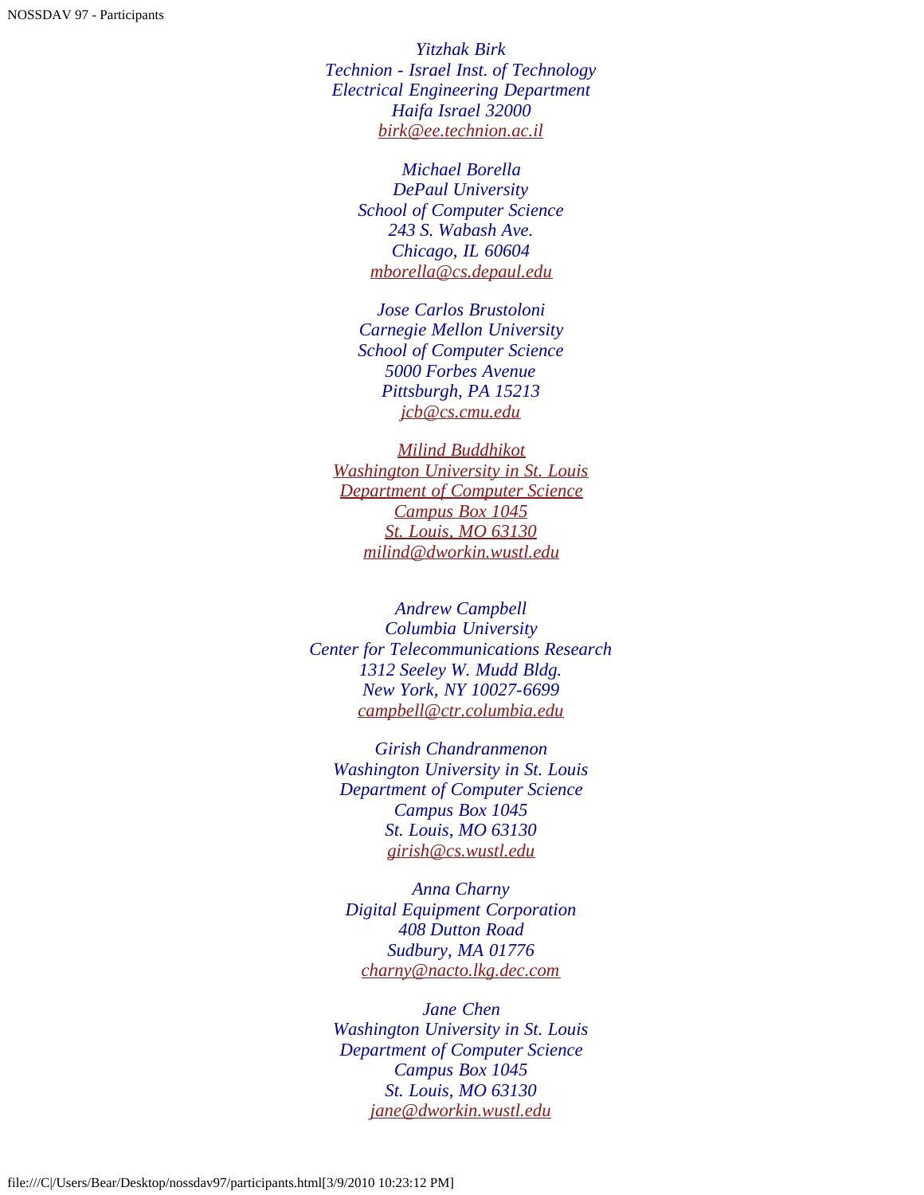*Yitzhak Birk*
*Technion - Israel Inst. of Technology*
*Electrical Engineering Department*
*Haifa Israel 32000*
*birk@ee.technion.ac.il*

*Michael Borella*
*DePaul University*
*School of Computer Science*
*243 S. Wabash Ave.*
*Chicago, IL 60604*
*mborella@cs.depaul.edu*

*Jose Carlos Brustoloni*
*Carnegie Mellon University*
*School of Computer Science*
*5000 Forbes Avenue*
*Pittsburgh, PA 15213*
*jcb@cs.cmu.edu*

*Milind Buddhikot*
*Washington University in St. Louis*
*Department of Computer Science*
*Campus Box 1045*
*St. Louis, MO 63130*
*milind@dworkin.wustl.edu*

*Andrew Campbell*
*Columbia University*
*Center for Telecommunications Research*
*1312 Seeley W. Mudd Bldg.*
*New York, NY 10027-6699*
*campbell@ctr.columbia.edu*

*Girish Chandranmenon*
*Washington University in St. Louis*
*Department of Computer Science*
*Campus Box 1045*
*St. Louis, MO 63130*
*girish@cs.wustl.edu*

*Anna Charny*
*Digital Equipment Corporation*
*408 Dutton Road*
*Sudbury, MA 01776*
*charny@nacto.lkg.dec.com*

*Jane Chen*
*Washington University in St. Louis*
*Department of Computer Science*
*Campus Box 1045*
*St. Louis, MO 63130*
*jane@dworkin.wustl.edu*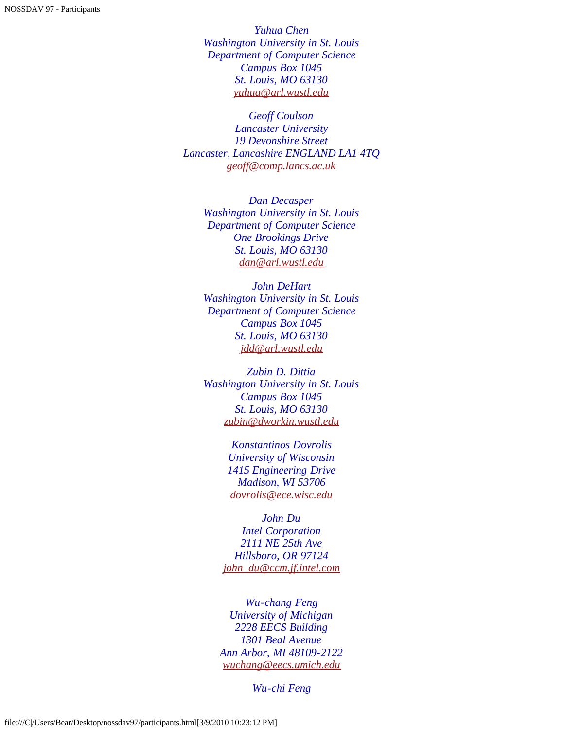*Yuhua Chen*
*Washington University in St. Louis*
*Department of Computer Science*
*Campus Box 1045*
*St. Louis, MO 63130*
*yuhua@arl.wustl.edu*

*Geoff Coulson*
*Lancaster University*
*19 Devonshire Street*
*Lancaster, Lancashire ENGLAND LA1 4TQ*
*geoff@comp.lancs.ac.uk*

*Dan Decasper*
*Washington University in St. Louis*
*Department of Computer Science*
*One Brookings Drive*
*St. Louis, MO 63130*
*dan@arl.wustl.edu*

*John DeHart*
*Washington University in St. Louis*
*Department of Computer Science*
*Campus Box 1045*
*St. Louis, MO 63130*
*jdd@arl.wustl.edu*

*Zubin D. Dittia*
*Washington University in St. Louis*
*Campus Box 1045*
*St. Louis, MO 63130*
*zubin@dworkin.wustl.edu*

*Konstantinos Dovrolis*
*University of Wisconsin*
*1415 Engineering Drive*
*Madison, WI 53706*
*dovrolis@ece.wisc.edu*

*John Du*
*Intel Corporation*
*2111 NE 25th Ave*
*Hillsboro, OR 97124*
*john_du@ccm.jf.intel.com*

*Wu-chang Feng*
*University of Michigan*
*2228 EECS Building*
*1301 Beal Avenue*
*Ann Arbor, MI 48109-2122*
*wuchang@eecs.umich.edu*

*Wu-chi Feng*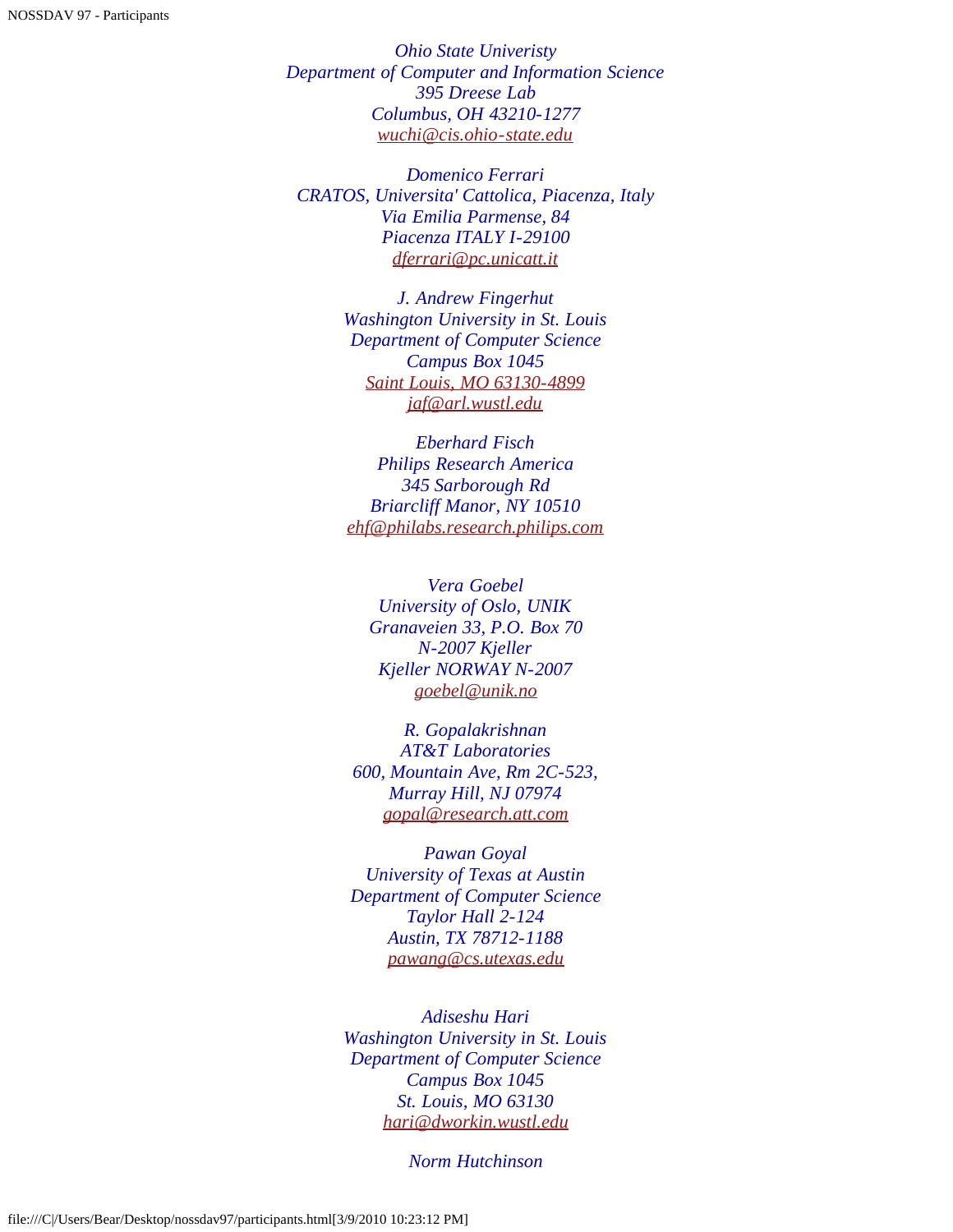*Ohio State Univeristy*
*Department of Computer and Information Science*
*395 Dreese Lab*
*Columbus, OH 43210-1277*
*wuchi@cis.ohio-state.edu*

*Domenico Ferrari*
*CRATOS, Universita' Cattolica, Piacenza, Italy*
*Via Emilia Parmense, 84*
*Piacenza ITALY I-29100*
*dferrari@pc.unicatt.it*

*J. Andrew Fingerhut*
*Washington University in St. Louis*
*Department of Computer Science*
*Campus Box 1045*
*Saint Louis, MO 63130-4899*
*jaf@arl.wustl.edu*

*Eberhard Fisch*
*Philips Research America*
*345 Sarborough Rd*
*Briarcliff Manor, NY 10510*
*ehf@philabs.research.philips.com*

*Vera Goebel*
*University of Oslo, UNIK*
*Granaveien 33, P.O. Box 70*
*N-2007 Kjeller*
*Kjeller NORWAY N-2007*
*goebel@unik.no*

*R. Gopalakrishnan*
*AT&T Laboratories*
*600, Mountain Ave, Rm 2C-523,*
*Murray Hill, NJ 07974*
*gopal@research.att.com*

*Pawan Goyal*
*University of Texas at Austin*
*Department of Computer Science*
*Taylor Hall 2-124*
*Austin, TX 78712-1188*
*pawang@cs.utexas.edu*

*Adiseshu Hari*
*Washington University in St. Louis*
*Department of Computer Science*
*Campus Box 1045*
*St. Louis, MO 63130*
*hari@dworkin.wustl.edu*

*Norm Hutchinson*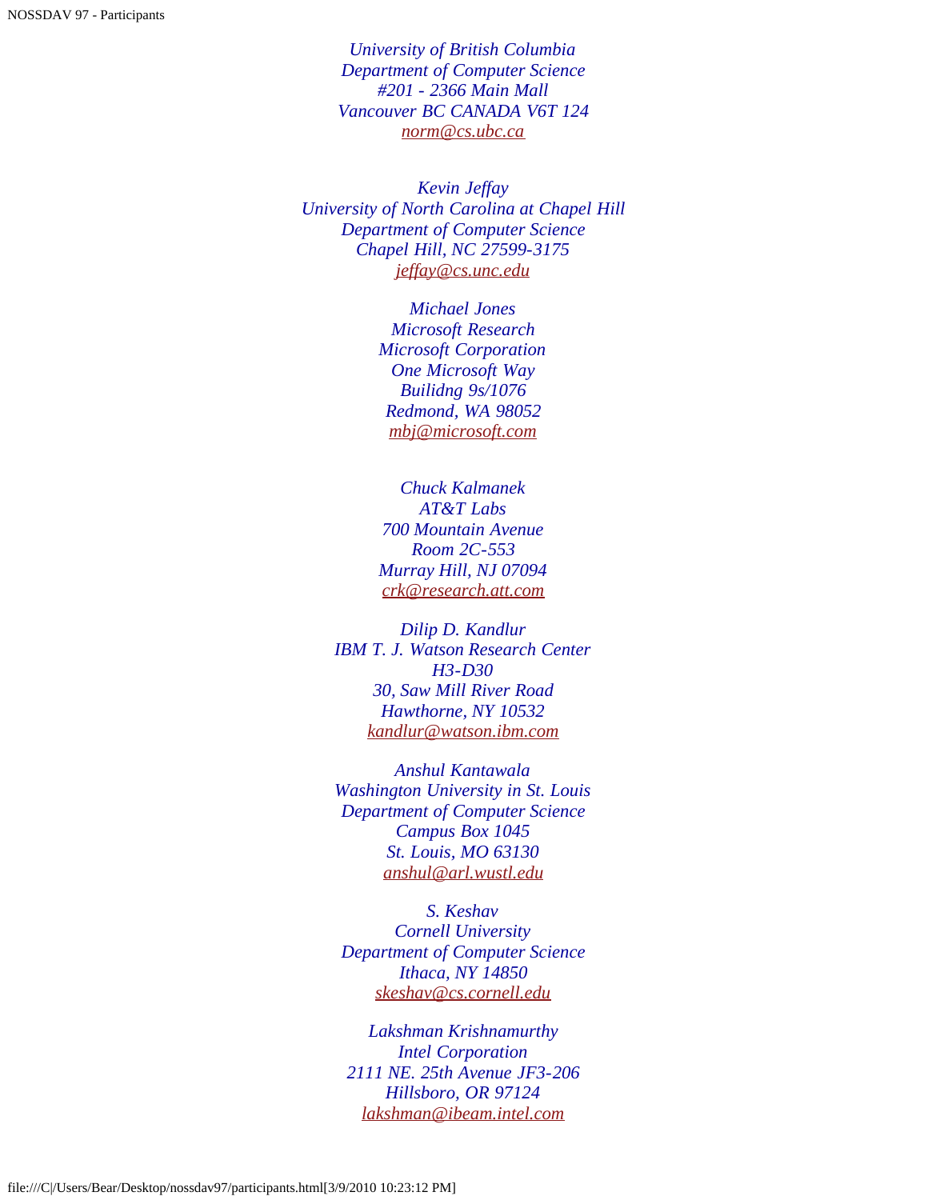*University of British Columbia*
*Department of Computer Science*
*#201 - 2366 Main Mall*
*Vancouver BC CANADA V6T 124*
[norm@cs.ubc.ca](mailto:norm@cs.ubc.ca)

*Kevin Jeffay*
*University of North Carolina at Chapel Hill*
*Department of Computer Science*
*Chapel Hill, NC 27599-3175*
[jeffay@cs.unc.edu](mailto:jeffay@cs.unc.edu)

*Michael Jones*
*Microsoft Research*
*Microsoft Corporation*
*One Microsoft Way*
*Builidng 9s/1076*
*Redmond, WA 98052*
[mbj@microsoft.com](mailto:mbj@microsoft.com)

*Chuck Kalmanek*
*AT&T Labs*
*700 Mountain Avenue*
*Room 2C-553*
*Murray Hill, NJ 07094*
[crk@research.att.com](mailto:crk@research.att.com)

*Dilip D. Kandlur*
*IBM T. J. Watson Research Center*
*H3-D30*
*30, Saw Mill River Road*
*Hawthorne, NY 10532*
[kandlur@watson.ibm.com](mailto:kandlur@watson.ibm.com)

*Anshul Kantawala*
*Washington University in St. Louis*
*Department of Computer Science*
*Campus Box 1045*
*St. Louis, MO 63130*
[anshul@arl.wustl.edu](mailto:anshul@arl.wustl.edu)

*S. Keshav*
*Cornell University*
*Department of Computer Science*
*Ithaca, NY 14850*
[skeshav@cs.cornell.edu](mailto:skeshav@cs.cornell.edu)

*Lakshman Krishnamurthy*
*Intel Corporation*
*2111 NE. 25th Avenue JF3-206*
*Hillsboro, OR 97124*
[lakshman@ibeam.intel.com](mailto:lakshman@ibeam.intel.com)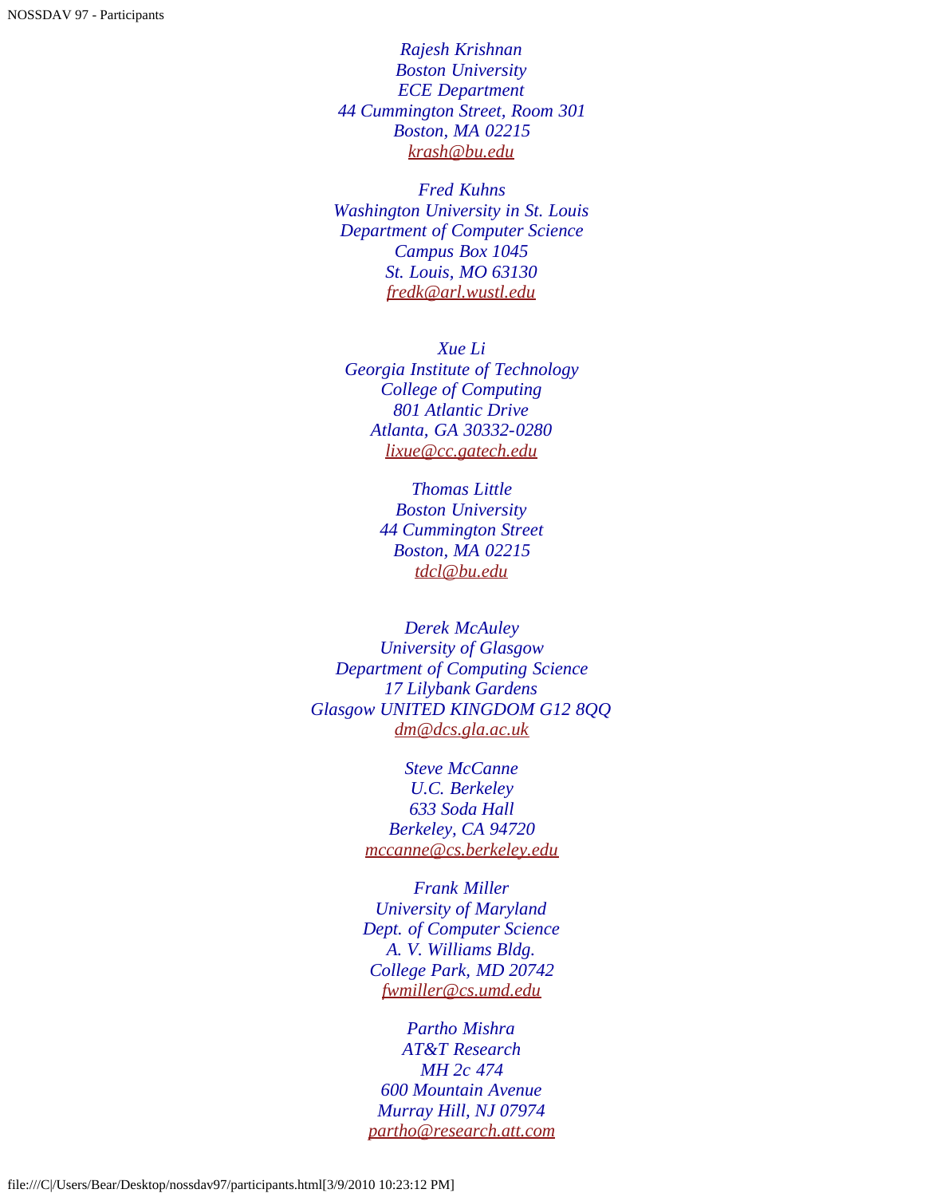*Rajesh Krishnan*
*Boston University*
*ECE Department*
*44 Cummington Street, Room 301*
*Boston, MA 02215*
*krash@bu.edu*

*Fred Kuhns*
*Washington University in St. Louis*
*Department of Computer Science*
*Campus Box 1045*
*St. Louis, MO 63130*
*fredk@arl.wustl.edu*

*Xue Li*
*Georgia Institute of Technology*
*College of Computing*
*801 Atlantic Drive*
*Atlanta, GA 30332-0280*
*lixue@cc.gatech.edu*

*Thomas Little*
*Boston University*
*44 Cummington Street*
*Boston, MA 02215*
*tdcl@bu.edu*

*Derek McAuley*
*University of Glasgow*
*Department of Computing Science*
*17 Lilybank Gardens*
*Glasgow UNITED KINGDOM G12 8QQ*
*dm@dcs.gla.ac.uk*

*Steve McCanne*
*U.C. Berkeley*
*633 Soda Hall*
*Berkeley, CA 94720*
*mccanne@cs.berkeley.edu*

*Frank Miller*
*University of Maryland*
*Dept. of Computer Science*
*A. V. Williams Bldg.*
*College Park, MD 20742*
*fwmiller@cs.umd.edu*

*Partho Mishra*
*AT&T Research*
*MH 2c 474*
*600 Mountain Avenue*
*Murray Hill, NJ 07974*
*partho@research.att.com*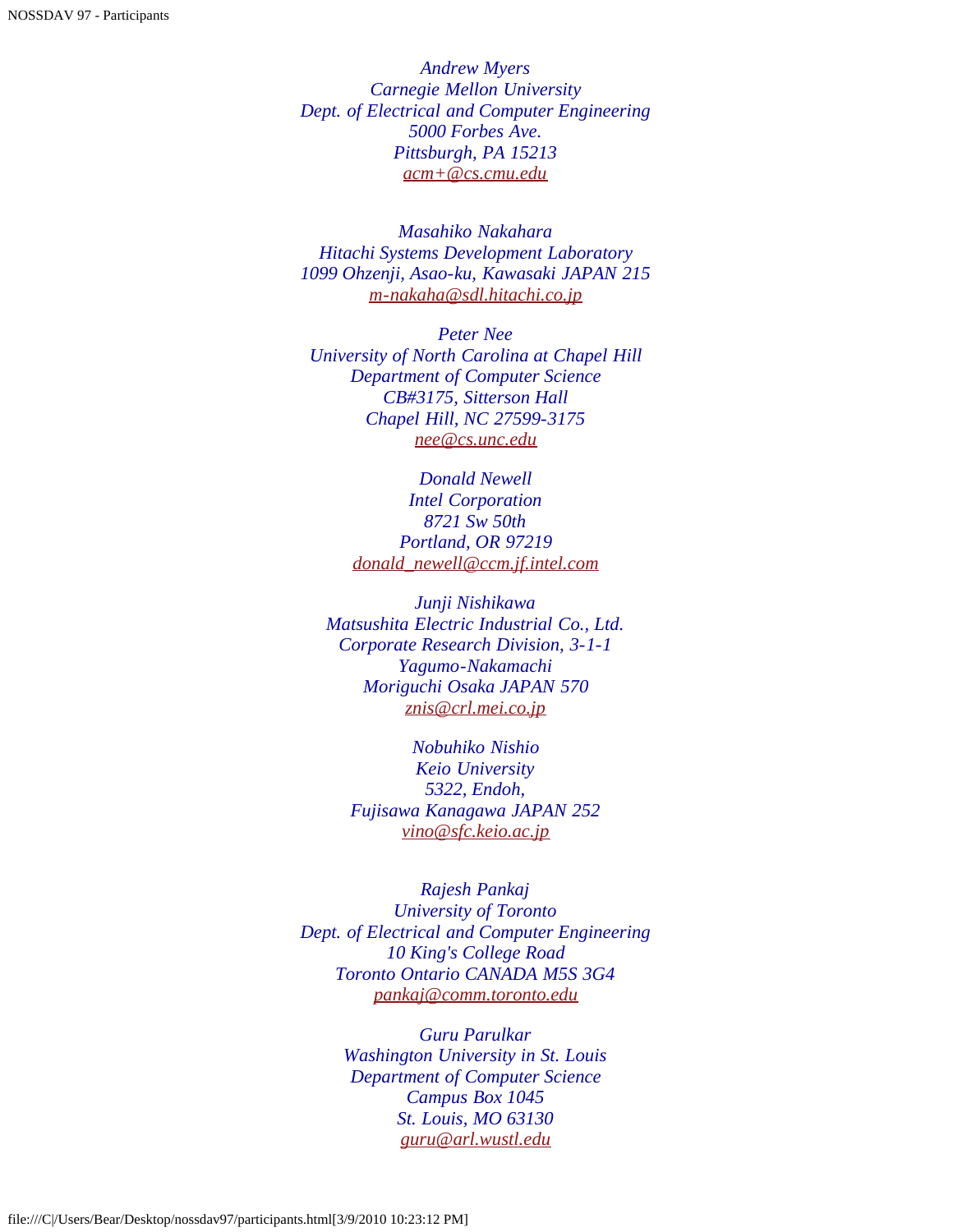*Andrew Myers*
*Carnegie Mellon University*
*Dept. of Electrical and Computer Engineering*
*5000 Forbes Ave.*
*Pittsburgh, PA 15213*
acm+@cs.cmu.edu

*Masahiko Nakahara*
*Hitachi Systems Development Laboratory*
*1099 Ohzenji, Asao-ku, Kawasaki JAPAN 215*
m-nakaha@sdl.hitachi.co.jp

*Peter Nee*
*University of North Carolina at Chapel Hill*
*Department of Computer Science*
*CB#3175, Sitterson Hall*
*Chapel Hill, NC 27599-3175*
nee@cs.unc.edu

*Donald Newell*
*Intel Corporation*
*8721 Sw 50th*
*Portland, OR 97219*
donald_newell@ccm.jf.intel.com

*Junji Nishikawa*
*Matsushita Electric Industrial Co., Ltd.*
*Corporate Research Division, 3-1-1*
*Yagumo-Nakamachi*
*Moriguchi Osaka JAPAN 570*
znis@crl.mei.co.jp

*Nobuhiko Nishio*
*Keio University*
*5322, Endoh,*
*Fujisawa Kanagawa JAPAN 252*
vino@sfc.keio.ac.jp

*Rajesh Pankaj*
*University of Toronto*
*Dept. of Electrical and Computer Engineering*
*10 King's College Road*
*Toronto Ontario CANADA M5S 3G4*
pankaj@comm.toronto.edu

*Guru Parulkar*
*Washington University in St. Louis*
*Department of Computer Science*
*Campus Box 1045*
*St. Louis, MO 63130*
guru@arl.wustl.edu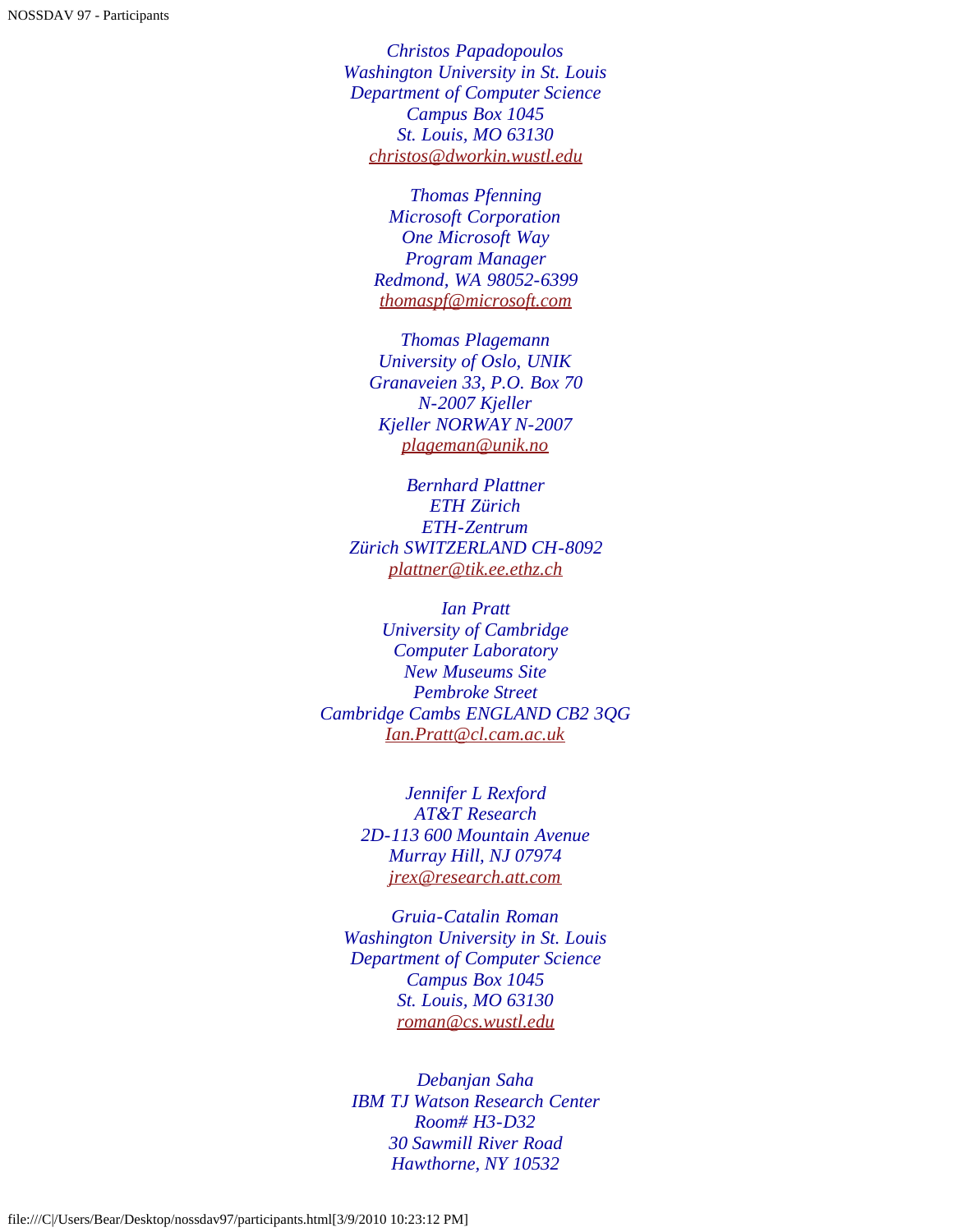*Christos Papadopoulos*
*Washington University in St. Louis*
*Department of Computer Science*
*Campus Box 1045*
*St. Louis, MO 63130*
*christos@dworkin.wustl.edu*

*Thomas Pfenning*
*Microsoft Corporation*
*One Microsoft Way*
*Program Manager*
*Redmond, WA 98052-6399*
*thomaspf@microsoft.com*

*Thomas Plagemann*
*University of Oslo, UNIK*
*Granaveien 33, P.O. Box 70*
*N-2007 Kjeller*
*Kjeller NORWAY N-2007*
*plageman@unik.no*

*Bernhard Plattner*
*ETH Zürich*
*ETH-Zentrum*
*Zürich SWITZERLAND CH-8092*
*plattner@tik.ee.ethz.ch*

*Ian Pratt*
*University of Cambridge*
*Computer Laboratory*
*New Museums Site*
*Pembroke Street*
*Cambridge Cambs ENGLAND CB2 3QG*
*Ian.Pratt@cl.cam.ac.uk*

*Jennifer L Rexford*
*AT&T Research*
*2D-113 600 Mountain Avenue*
*Murray Hill, NJ 07974*
*jrex@research.att.com*

*Gruia-Catalin Roman*
*Washington University in St. Louis*
*Department of Computer Science*
*Campus Box 1045*
*St. Louis, MO 63130*
*roman@cs.wustl.edu*

*Debanjan Saha*
*IBM TJ Watson Research Center*
*Room# H3-D32*
*30 Sawmill River Road*
*Hawthorne, NY 10532*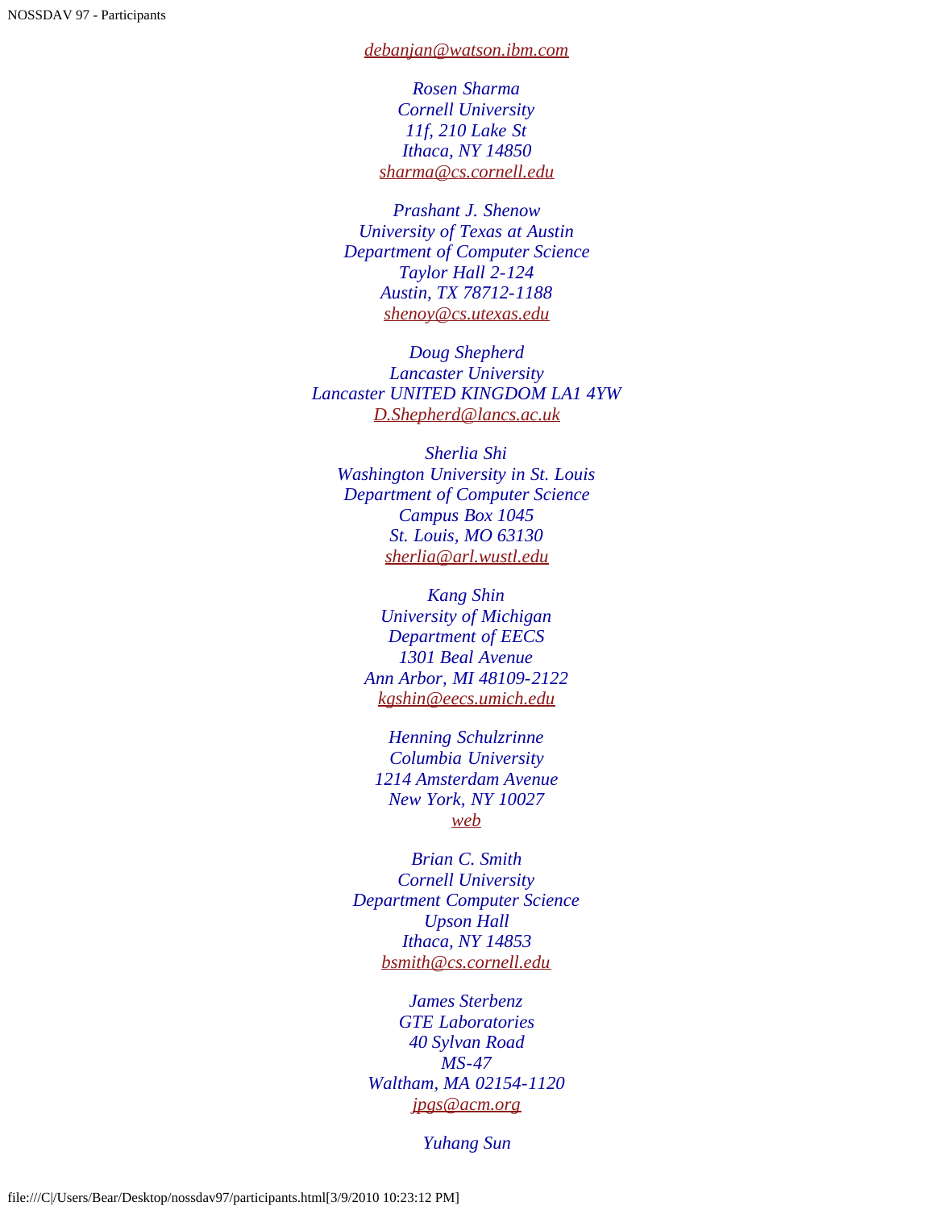*debanjan@watson.ibm.com*

*Rosen Sharma*
*Cornell University*
*11f, 210 Lake St*
*Ithaca, NY 14850*
*sharma@cs.cornell.edu*

*Prashant J. Shenow*
*University of Texas at Austin*
*Department of Computer Science*
*Taylor Hall 2-124*
*Austin, TX 78712-1188*
*shenoy@cs.utexas.edu*

*Doug Shepherd*
*Lancaster University*
*Lancaster UNITED KINGDOM LA1 4YW*
*D.Shepherd@lancs.ac.uk*

*Sherlia Shi*
*Washington University in St. Louis*
*Department of Computer Science*
*Campus Box 1045*
*St. Louis, MO 63130*
*sherlia@arl.wustl.edu*

*Kang Shin*
*University of Michigan*
*Department of EECS*
*1301 Beal Avenue*
*Ann Arbor, MI 48109-2122*
*kgshin@eecs.umich.edu*

*Henning Schulzrinne*
*Columbia University*
*1214 Amsterdam Avenue*
*New York, NY 10027*
*web*

*Brian C. Smith*
*Cornell University*
*Department Computer Science*
*Upson Hall*
*Ithaca, NY 14853*
*bsmith@cs.cornell.edu*

*James Sterbenz*
*GTE Laboratories*
*40 Sylvan Road*
*MS-47*
*Waltham, MA 02154-1120*
*jpgs@acm.org*

*Yuhang Sun*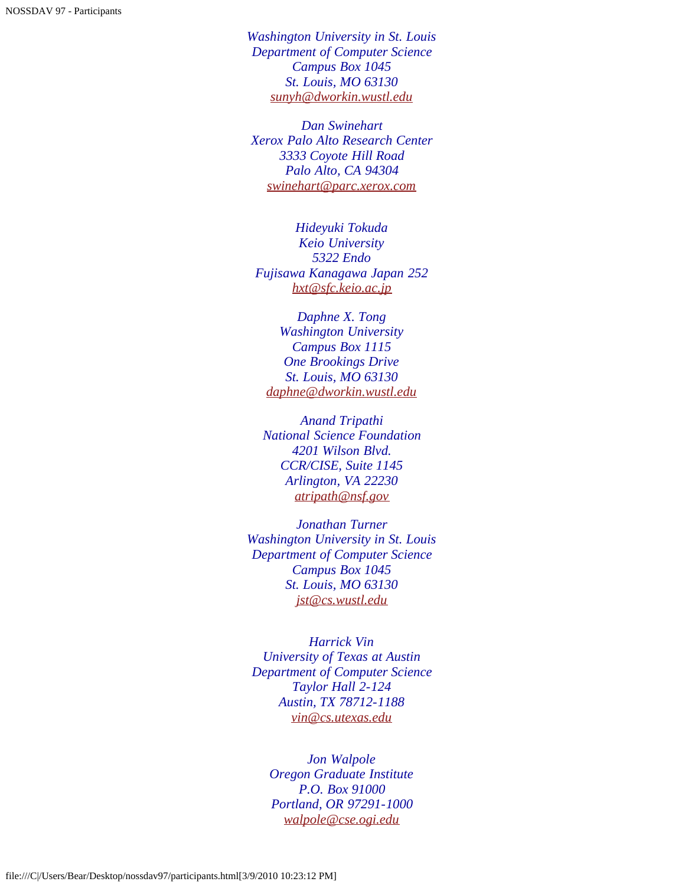*Washington University in St. Louis*
*Department of Computer Science*
*Campus Box 1045*
*St. Louis, MO 63130*
sunyh@dworkin.wustl.edu

*Dan Swinehart*
*Xerox Palo Alto Research Center*
*3333 Coyote Hill Road*
*Palo Alto, CA 94304*
swinehart@parc.xerox.com

*Hideyuki Tokuda*
*Keio University*
*5322 Endo*
*Fujisawa Kanagawa Japan 252*
hxt@sfc.keio.ac.jp

*Daphne X. Tong*
*Washington University*
*Campus Box 1115*
*One Brookings Drive*
*St. Louis, MO 63130*
daphne@dworkin.wustl.edu

*Anand Tripathi*
*National Science Foundation*
*4201 Wilson Blvd.*
*CCR/CISE, Suite 1145*
*Arlington, VA 22230*
atripath@nsf.gov

*Jonathan Turner*
*Washington University in St. Louis*
*Department of Computer Science*
*Campus Box 1045*
*St. Louis, MO 63130*
jst@cs.wustl.edu

*Harrick Vin*
*University of Texas at Austin*
*Department of Computer Science*
*Taylor Hall 2-124*
*Austin, TX 78712-1188*
vin@cs.utexas.edu

*Jon Walpole*
*Oregon Graduate Institute*
*P.O. Box 91000*
*Portland, OR 97291-1000*
walpole@cse.ogi.edu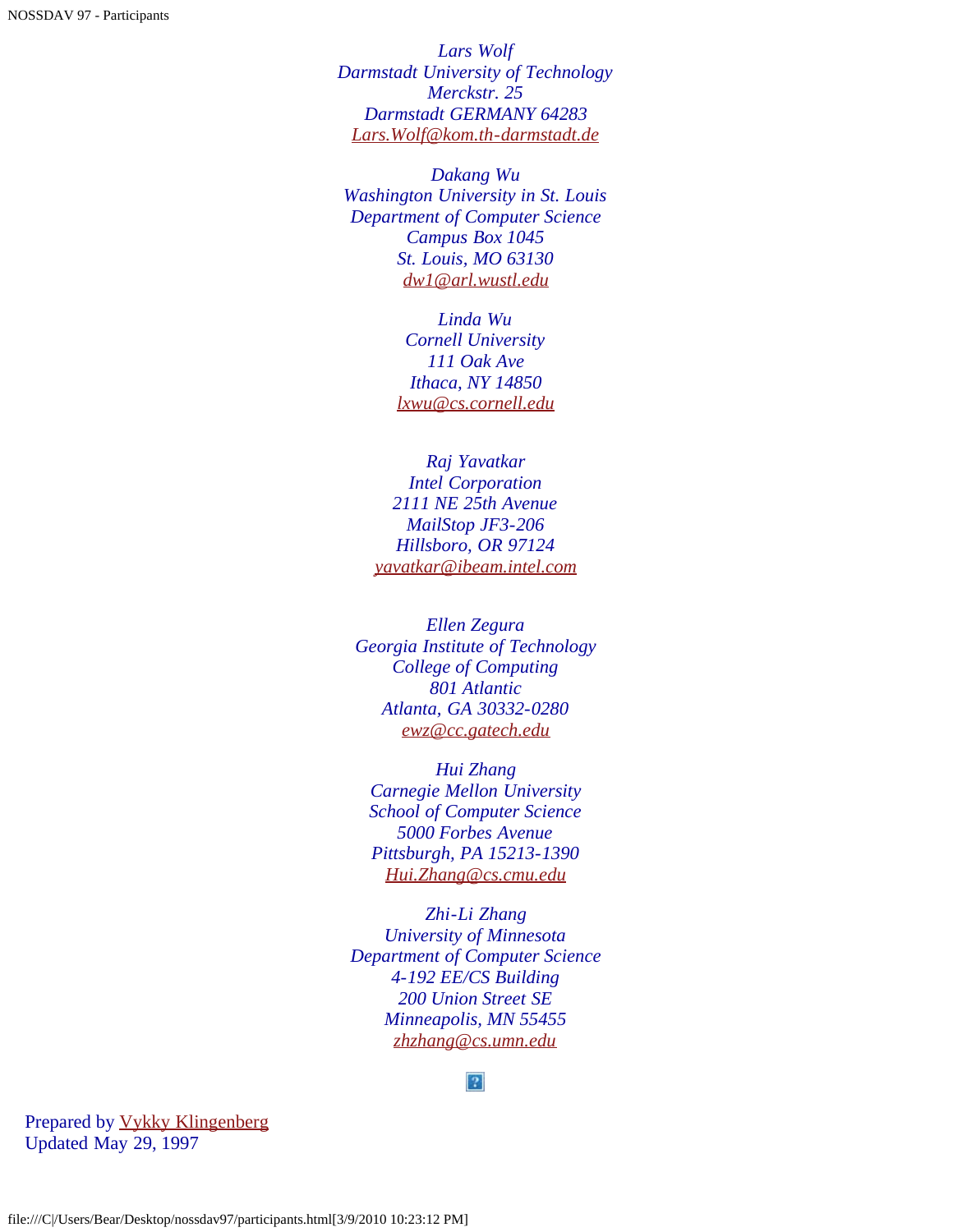*Lars Wolf*
*Darmstadt University of Technology*
*Merckstr. 25*
*Darmstadt GERMANY 64283*
*Lars.Wolf@kom.th-darmstadt.de*

*Dakang Wu*
*Washington University in St. Louis*
*Department of Computer Science*
*Campus Box 1045*
*St. Louis, MO 63130*
*dw1@arl.wustl.edu*

*Linda Wu*
*Cornell University*
*111 Oak Ave*
*Ithaca, NY 14850*
*lxwu@cs.cornell.edu*

*Raj Yavatkar*
*Intel Corporation*
*2111 NE 25th Avenue*
*MailStop JF3-206*
*Hillsboro, OR 97124*
*yavatkar@ibeam.intel.com*

*Ellen Zegura*
*Georgia Institute of Technology*
*College of Computing*
*801 Atlantic*
*Atlanta, GA 30332-0280*
*ewz@cc.gatech.edu*

*Hui Zhang*
*Carnegie Mellon University*
*School of Computer Science*
*5000 Forbes Avenue*
*Pittsburgh, PA 15213-1390*
*Hui.Zhang@cs.cmu.edu*

*Zhi-Li Zhang*
*University of Minnesota*
*Department of Computer Science*
*4-192 EE/CS Building*
*200 Union Street SE*
*Minneapolis, MN 55455*
*zhzhang@cs.umn.edu*

Prepared by Vykky Klingenberg
Updated May 29, 1997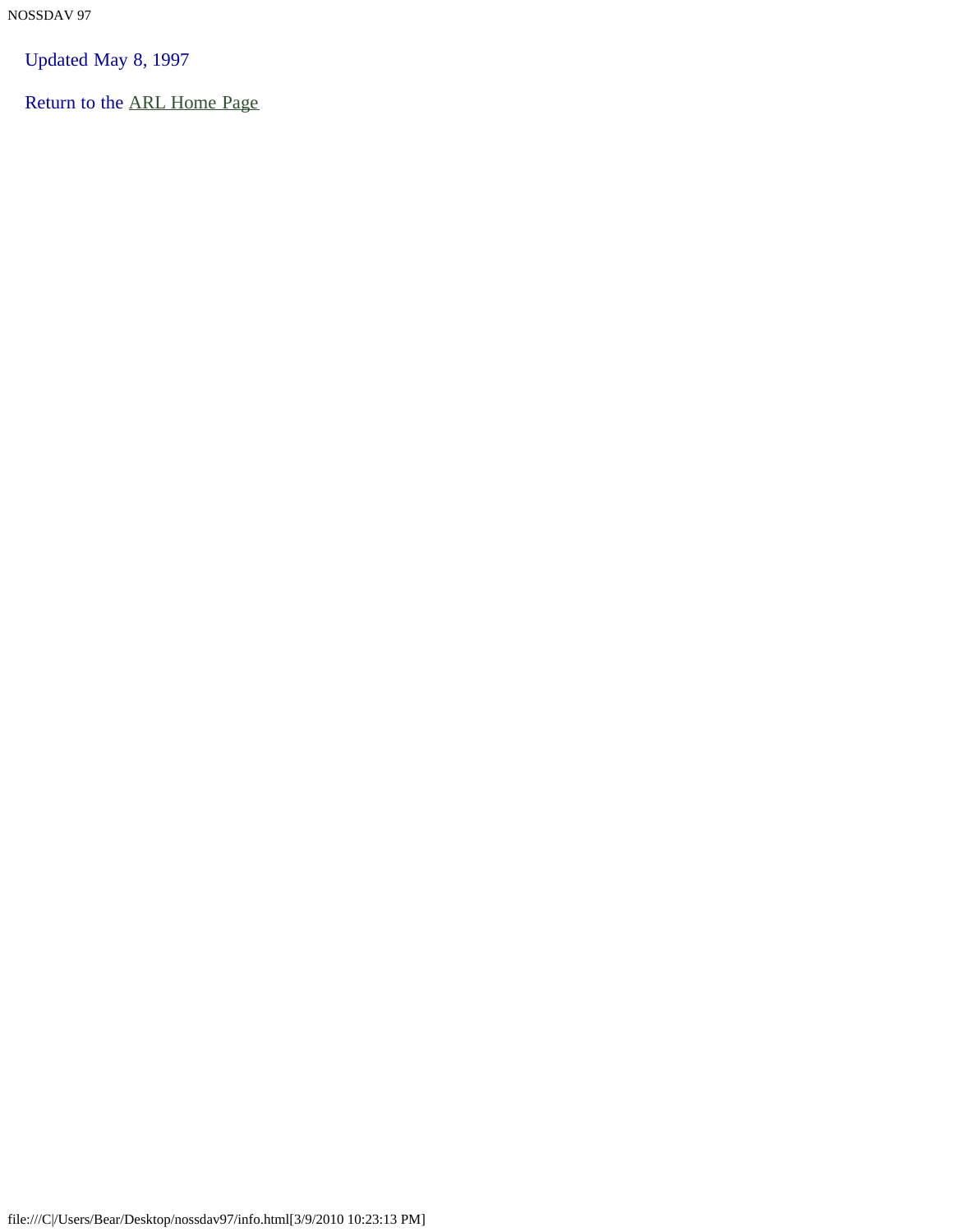Updated May 8, 1997

Return to the ARL Home Page